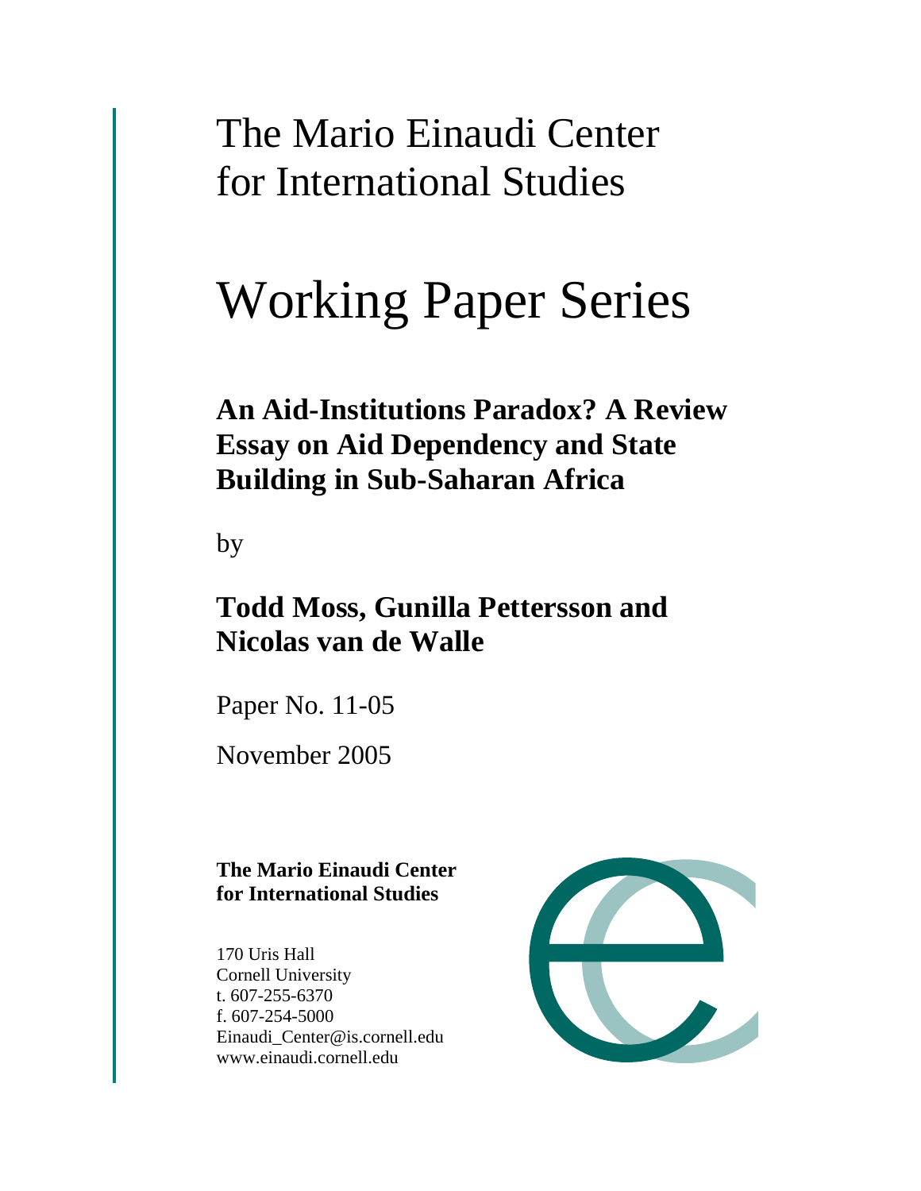# The Mario Einaudi Center for International Studies

# Working Paper Series

## An Aid-Institutions Paradox? A Review Essay on Aid Dependency and State Building in Sub-Saharan Africa

by

**Todd Moss, Gunilla Pettersson and Nicolas van de Walle**

Paper No. 11-05

November 2005

**The Mario Einaudi Center for International Studies**

170 Uris Hall
Cornell University
t. 607-255-6370
f. 607-254-5000
Einaudi_Center@is.cornell.edu
www.einaudi.cornell.edu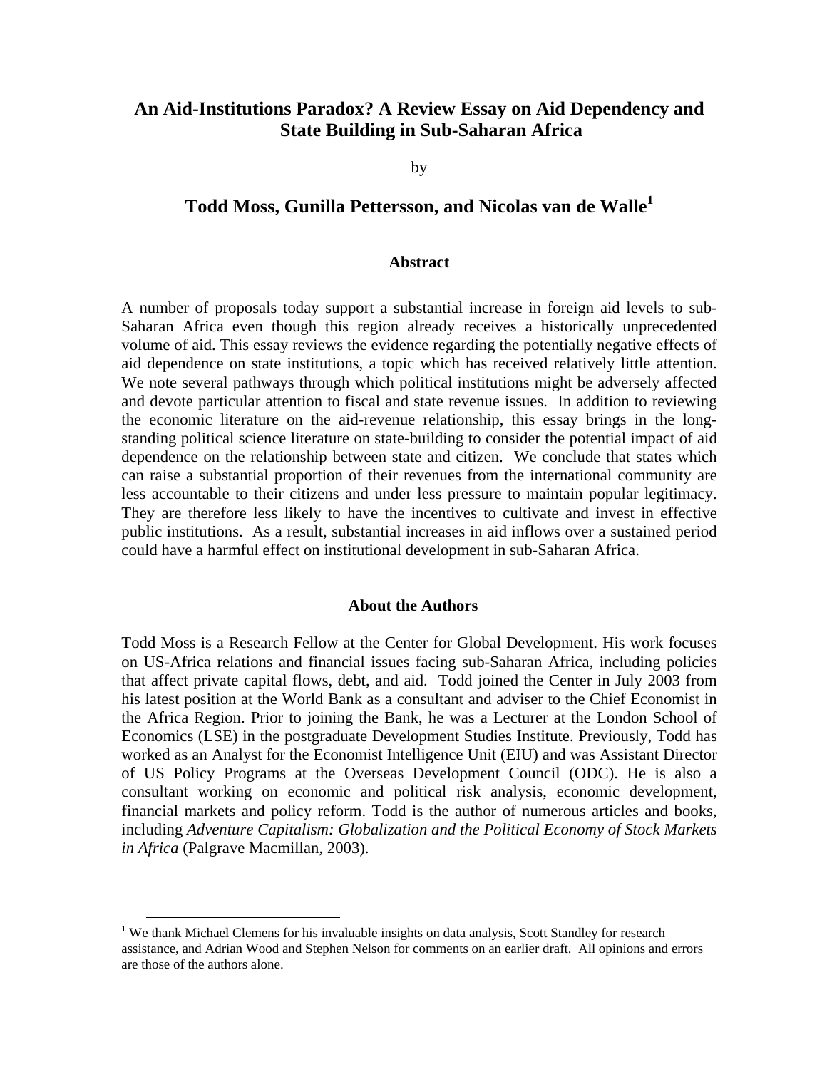# An Aid-Institutions Paradox? A Review Essay on Aid Dependency and State Building in Sub-Saharan Africa

by

## Todd Moss, Gunilla Pettersson, and Nicolas van de Walle[1]

### Abstract

A number of proposals today support a substantial increase in foreign aid levels to sub-Saharan Africa even though this region already receives a historically unprecedented volume of aid. This essay reviews the evidence regarding the potentially negative effects of aid dependence on state institutions, a topic which has received relatively little attention. We note several pathways through which political institutions might be adversely affected and devote particular attention to fiscal and state revenue issues. In addition to reviewing the economic literature on the aid-revenue relationship, this essay brings in the long-standing political science literature on state-building to consider the potential impact of aid dependence on the relationship between state and citizen. We conclude that states which can raise a substantial proportion of their revenues from the international community are less accountable to their citizens and under less pressure to maintain popular legitimacy. They are therefore less likely to have the incentives to cultivate and invest in effective public institutions. As a result, substantial increases in aid inflows over a sustained period could have a harmful effect on institutional development in sub-Saharan Africa.

### About the Authors

Todd Moss is a Research Fellow at the Center for Global Development. His work focuses on US-Africa relations and financial issues facing sub-Saharan Africa, including policies that affect private capital flows, debt, and aid. Todd joined the Center in July 2003 from his latest position at the World Bank as a consultant and adviser to the Chief Economist in the Africa Region. Prior to joining the Bank, he was a Lecturer at the London School of Economics (LSE) in the postgraduate Development Studies Institute. Previously, Todd has worked as an Analyst for the Economist Intelligence Unit (EIU) and was Assistant Director of US Policy Programs at the Overseas Development Council (ODC). He is also a consultant working on economic and political risk analysis, economic development, financial markets and policy reform. Todd is the author of numerous articles and books, including *Adventure Capitalism: Globalization and the Political Economy of Stock Markets in Africa* (Palgrave Macmillan, 2003).

---

[1] We thank Michael Clemens for his invaluable insights on data analysis, Scott Standley for research assistance, and Adrian Wood and Stephen Nelson for comments on an earlier draft. All opinions and errors are those of the authors alone.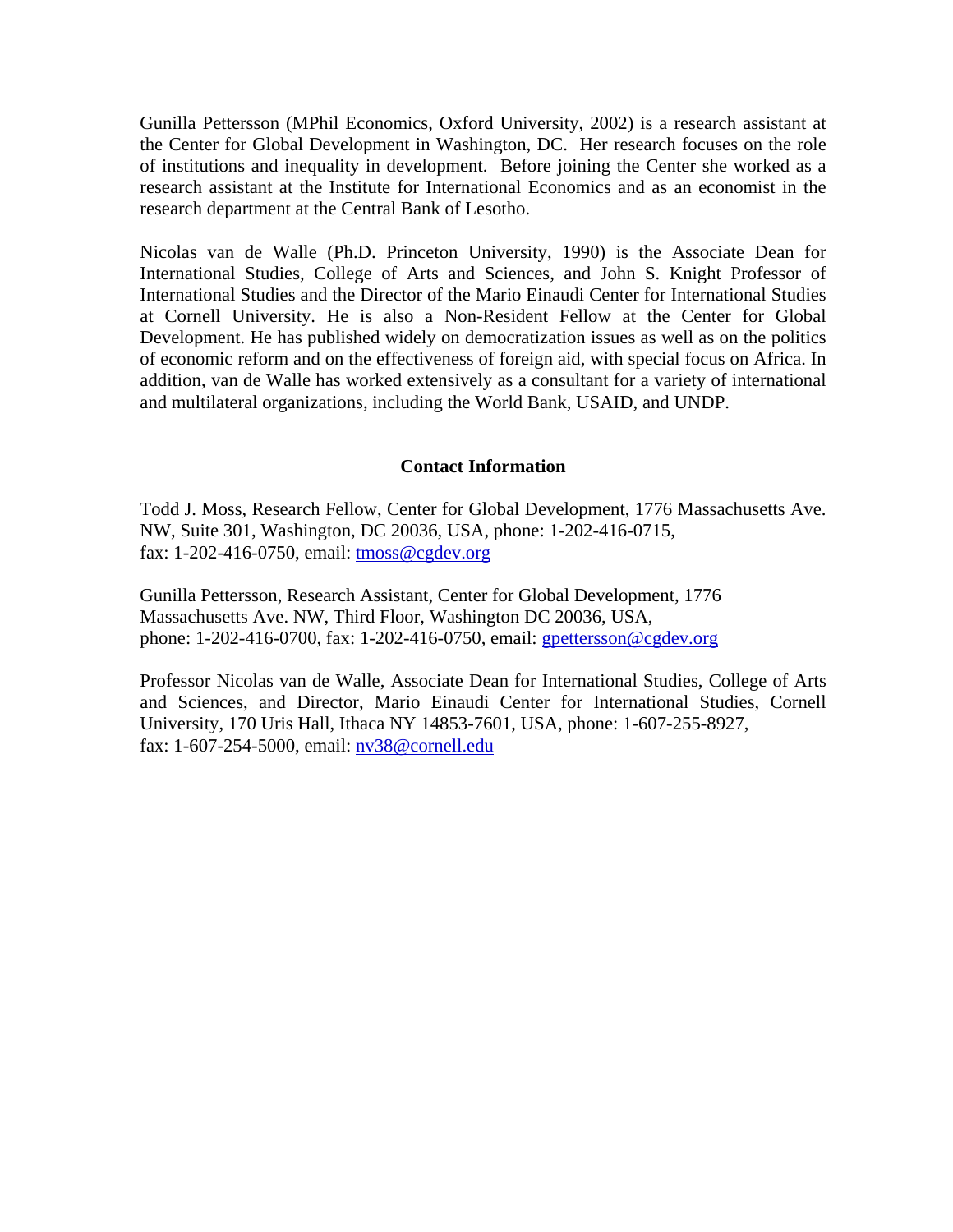Gunilla Pettersson (MPhil Economics, Oxford University, 2002) is a research assistant at the Center for Global Development in Washington, DC. Her research focuses on the role of institutions and inequality in development. Before joining the Center she worked as a research assistant at the Institute for International Economics and as an economist in the research department at the Central Bank of Lesotho.

Nicolas van de Walle (Ph.D. Princeton University, 1990) is the Associate Dean for International Studies, College of Arts and Sciences, and John S. Knight Professor of International Studies and the Director of the Mario Einaudi Center for International Studies at Cornell University. He is also a Non-Resident Fellow at the Center for Global Development. He has published widely on democratization issues as well as on the politics of economic reform and on the effectiveness of foreign aid, with special focus on Africa. In addition, van de Walle has worked extensively as a consultant for a variety of international and multilateral organizations, including the World Bank, USAID, and UNDP.

**Contact Information**

Todd J. Moss, Research Fellow, Center for Global Development, 1776 Massachusetts Ave. NW, Suite 301, Washington, DC 20036, USA, phone: 1-202-416-0715, fax: 1-202-416-0750, email: tmoss@cgdev.org

Gunilla Pettersson, Research Assistant, Center for Global Development, 1776 Massachusetts Ave. NW, Third Floor, Washington DC 20036, USA, phone: 1-202-416-0700, fax: 1-202-416-0750, email: gpettersson@cgdev.org

Professor Nicolas van de Walle, Associate Dean for International Studies, College of Arts and Sciences, and Director, Mario Einaudi Center for International Studies, Cornell University, 170 Uris Hall, Ithaca NY 14853-7601, USA, phone: 1-607-255-8927, fax: 1-607-254-5000, email: nv38@cornell.edu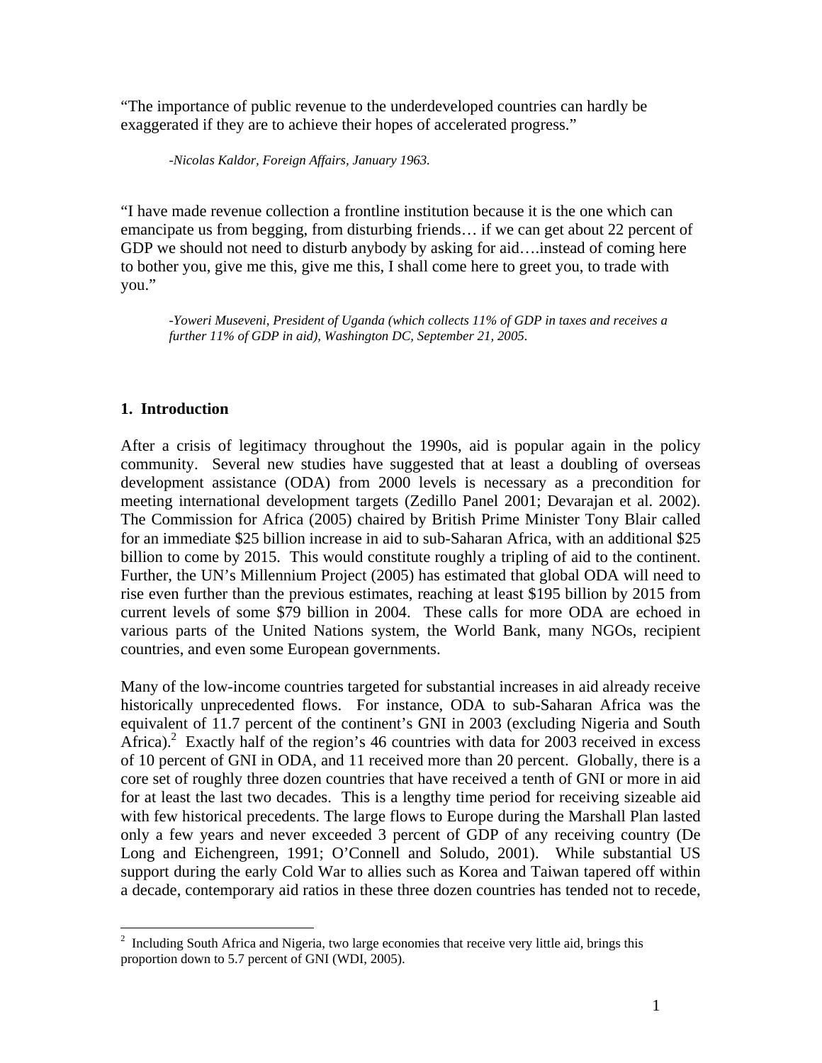"The importance of public revenue to the underdeveloped countries can hardly be exaggerated if they are to achieve their hopes of accelerated progress."

> *-Nicolas Kaldor, Foreign Affairs, January 1963.*

"I have made revenue collection a frontline institution because it is the one which can emancipate us from begging, from disturbing friends… if we can get about 22 percent of GDP we should not need to disturb anybody by asking for aid….instead of coming here to bother you, give me this, give me this, I shall come here to greet you, to trade with you."

> *-Yoweri Museveni, President of Uganda (which collects 11% of GDP in taxes and receives a further 11% of GDP in aid), Washington DC, September 21, 2005.*

## 1. Introduction

After a crisis of legitimacy throughout the 1990s, aid is popular again in the policy community. Several new studies have suggested that at least a doubling of overseas development assistance (ODA) from 2000 levels is necessary as a precondition for meeting international development targets (Zedillo Panel 2001; Devarajan et al. 2002). The Commission for Africa (2005) chaired by British Prime Minister Tony Blair called for an immediate $25 billion increase in aid to sub-Saharan Africa, with an additional $25 billion to come by 2015. This would constitute roughly a tripling of aid to the continent. Further, the UN's Millennium Project (2005) has estimated that global ODA will need to rise even further than the previous estimates, reaching at least $195 billion by 2015 from current levels of some $79 billion in 2004. These calls for more ODA are echoed in various parts of the United Nations system, the World Bank, many NGOs, recipient countries, and even some European governments.

Many of the low-income countries targeted for substantial increases in aid already receive historically unprecedented flows. For instance, ODA to sub-Saharan Africa was the equivalent of 11.7 percent of the continent's GNI in 2003 (excluding Nigeria and South Africa).[2] Exactly half of the region's 46 countries with data for 2003 received in excess of 10 percent of GNI in ODA, and 11 received more than 20 percent. Globally, there is a core set of roughly three dozen countries that have received a tenth of GNI or more in aid for at least the last two decades. This is a lengthy time period for receiving sizeable aid with few historical precedents. The large flows to Europe during the Marshall Plan lasted only a few years and never exceeded 3 percent of GDP of any receiving country (De Long and Eichengreen, 1991; O'Connell and Soludo, 2001). While substantial US support during the early Cold War to allies such as Korea and Taiwan tapered off within a decade, contemporary aid ratios in these three dozen countries has tended not to recede,

[2] Including South Africa and Nigeria, two large economies that receive very little aid, brings this proportion down to 5.7 percent of GNI (WDI, 2005).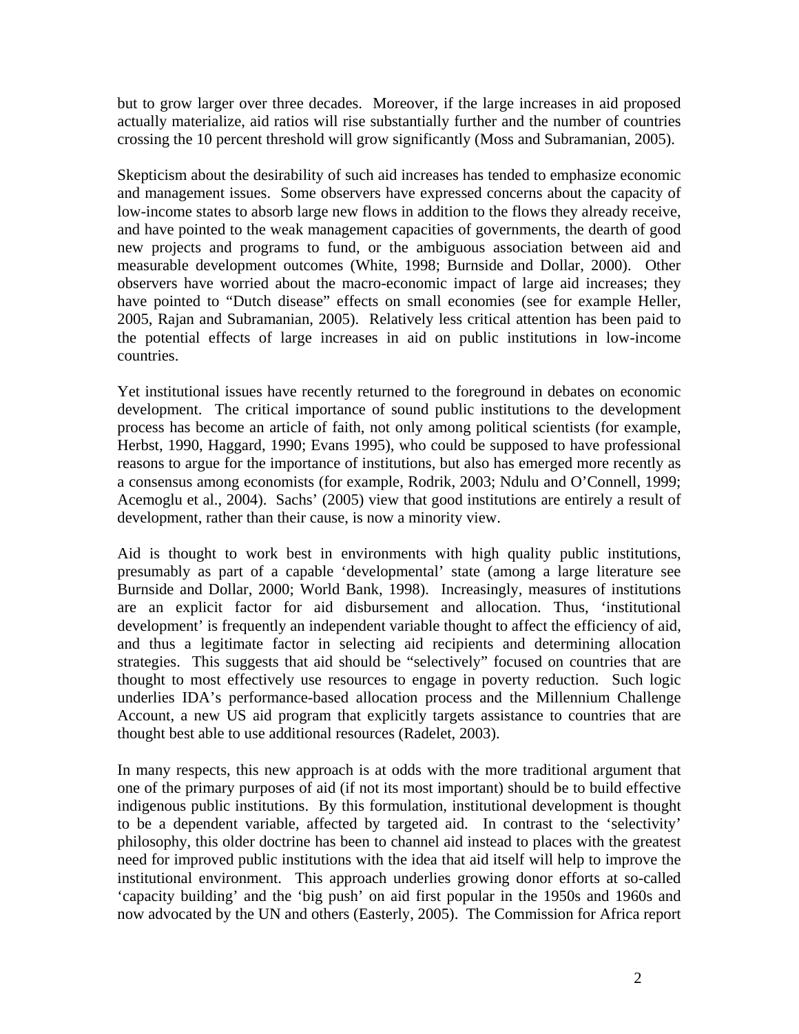but to grow larger over three decades. Moreover, if the large increases in aid proposed actually materialize, aid ratios will rise substantially further and the number of countries crossing the 10 percent threshold will grow significantly (Moss and Subramanian, 2005).

Skepticism about the desirability of such aid increases has tended to emphasize economic and management issues. Some observers have expressed concerns about the capacity of low-income states to absorb large new flows in addition to the flows they already receive, and have pointed to the weak management capacities of governments, the dearth of good new projects and programs to fund, or the ambiguous association between aid and measurable development outcomes (White, 1998; Burnside and Dollar, 2000). Other observers have worried about the macro-economic impact of large aid increases; they have pointed to "Dutch disease" effects on small economies (see for example Heller, 2005, Rajan and Subramanian, 2005). Relatively less critical attention has been paid to the potential effects of large increases in aid on public institutions in low-income countries.

Yet institutional issues have recently returned to the foreground in debates on economic development. The critical importance of sound public institutions to the development process has become an article of faith, not only among political scientists (for example, Herbst, 1990, Haggard, 1990; Evans 1995), who could be supposed to have professional reasons to argue for the importance of institutions, but also has emerged more recently as a consensus among economists (for example, Rodrik, 2003; Ndulu and O'Connell, 1999; Acemoglu et al., 2004). Sachs' (2005) view that good institutions are entirely a result of development, rather than their cause, is now a minority view.

Aid is thought to work best in environments with high quality public institutions, presumably as part of a capable 'developmental' state (among a large literature see Burnside and Dollar, 2000; World Bank, 1998). Increasingly, measures of institutions are an explicit factor for aid disbursement and allocation. Thus, 'institutional development' is frequently an independent variable thought to affect the efficiency of aid, and thus a legitimate factor in selecting aid recipients and determining allocation strategies. This suggests that aid should be "selectively" focused on countries that are thought to most effectively use resources to engage in poverty reduction. Such logic underlies IDA's performance-based allocation process and the Millennium Challenge Account, a new US aid program that explicitly targets assistance to countries that are thought best able to use additional resources (Radelet, 2003).

In many respects, this new approach is at odds with the more traditional argument that one of the primary purposes of aid (if not its most important) should be to build effective indigenous public institutions. By this formulation, institutional development is thought to be a dependent variable, affected by targeted aid. In contrast to the 'selectivity' philosophy, this older doctrine has been to channel aid instead to places with the greatest need for improved public institutions with the idea that aid itself will help to improve the institutional environment. This approach underlies growing donor efforts at so-called 'capacity building' and the 'big push' on aid first popular in the 1950s and 1960s and now advocated by the UN and others (Easterly, 2005). The Commission for Africa report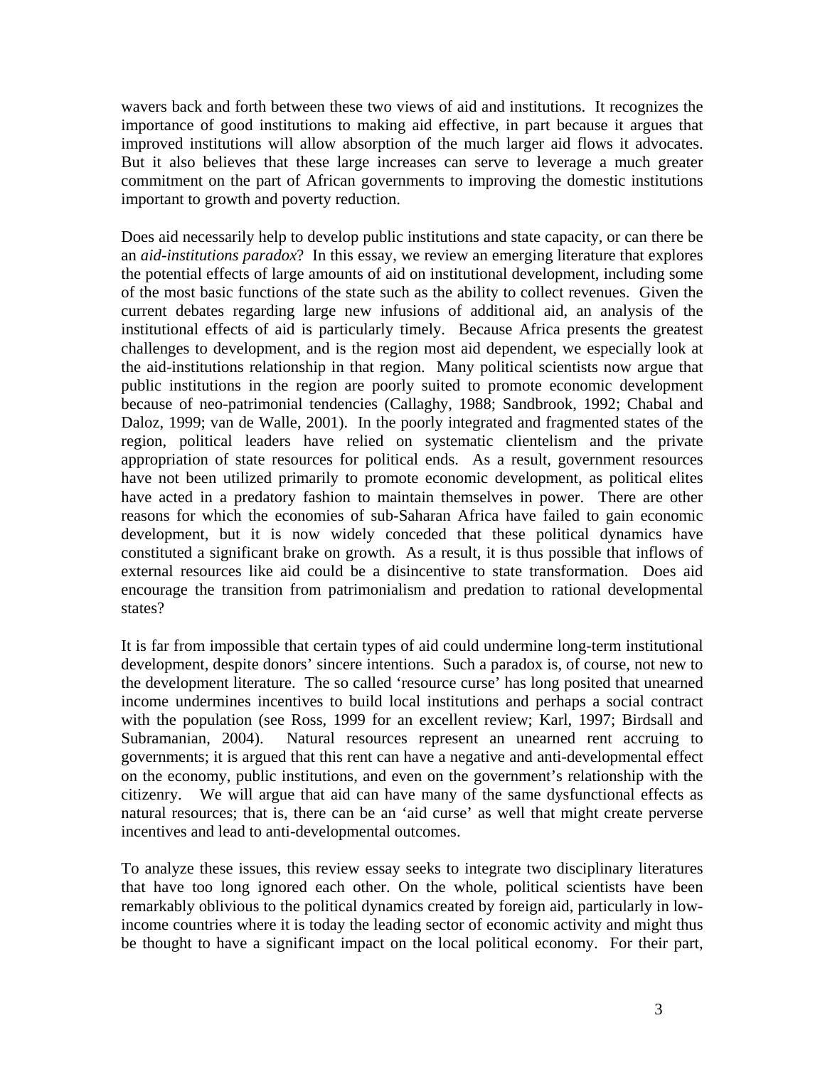wavers back and forth between these two views of aid and institutions. It recognizes the importance of good institutions to making aid effective, in part because it argues that improved institutions will allow absorption of the much larger aid flows it advocates. But it also believes that these large increases can serve to leverage a much greater commitment on the part of African governments to improving the domestic institutions important to growth and poverty reduction.

Does aid necessarily help to develop public institutions and state capacity, or can there be an *aid-institutions paradox*? In this essay, we review an emerging literature that explores the potential effects of large amounts of aid on institutional development, including some of the most basic functions of the state such as the ability to collect revenues. Given the current debates regarding large new infusions of additional aid, an analysis of the institutional effects of aid is particularly timely. Because Africa presents the greatest challenges to development, and is the region most aid dependent, we especially look at the aid-institutions relationship in that region. Many political scientists now argue that public institutions in the region are poorly suited to promote economic development because of neo-patrimonial tendencies (Callaghy, 1988; Sandbrook, 1992; Chabal and Daloz, 1999; van de Walle, 2001). In the poorly integrated and fragmented states of the region, political leaders have relied on systematic clientelism and the private appropriation of state resources for political ends. As a result, government resources have not been utilized primarily to promote economic development, as political elites have acted in a predatory fashion to maintain themselves in power. There are other reasons for which the economies of sub-Saharan Africa have failed to gain economic development, but it is now widely conceded that these political dynamics have constituted a significant brake on growth. As a result, it is thus possible that inflows of external resources like aid could be a disincentive to state transformation. Does aid encourage the transition from patrimonialism and predation to rational developmental states?

It is far from impossible that certain types of aid could undermine long-term institutional development, despite donors' sincere intentions. Such a paradox is, of course, not new to the development literature. The so called 'resource curse' has long posited that unearned income undermines incentives to build local institutions and perhaps a social contract with the population (see Ross, 1999 for an excellent review; Karl, 1997; Birdsall and Subramanian, 2004). Natural resources represent an unearned rent accruing to governments; it is argued that this rent can have a negative and anti-developmental effect on the economy, public institutions, and even on the government's relationship with the citizenry. We will argue that aid can have many of the same dysfunctional effects as natural resources; that is, there can be an 'aid curse' as well that might create perverse incentives and lead to anti-developmental outcomes.

To analyze these issues, this review essay seeks to integrate two disciplinary literatures that have too long ignored each other. On the whole, political scientists have been remarkably oblivious to the political dynamics created by foreign aid, particularly in low-income countries where it is today the leading sector of economic activity and might thus be thought to have a significant impact on the local political economy. For their part,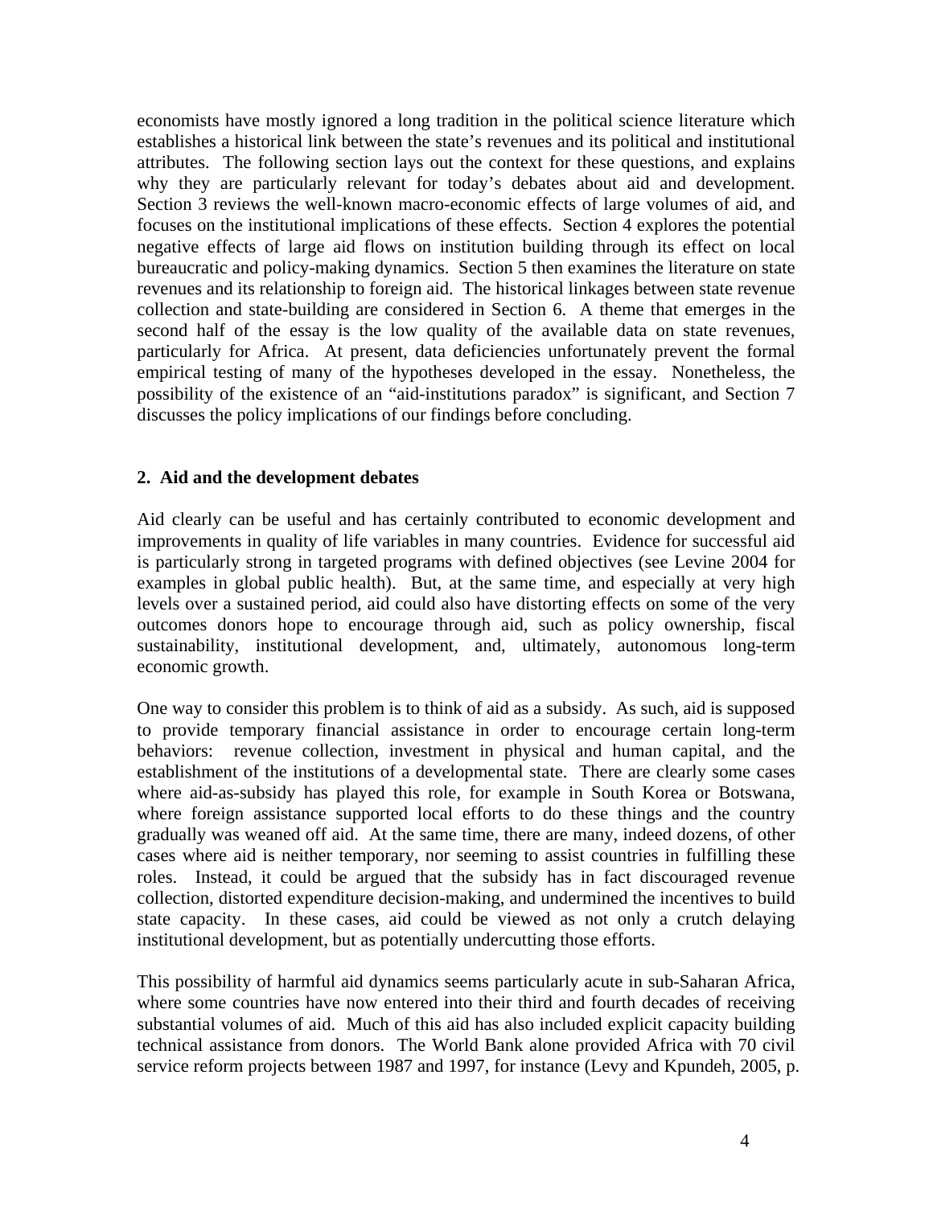economists have mostly ignored a long tradition in the political science literature which establishes a historical link between the state's revenues and its political and institutional attributes. The following section lays out the context for these questions, and explains why they are particularly relevant for today's debates about aid and development. Section 3 reviews the well-known macro-economic effects of large volumes of aid, and focuses on the institutional implications of these effects. Section 4 explores the potential negative effects of large aid flows on institution building through its effect on local bureaucratic and policy-making dynamics. Section 5 then examines the literature on state revenues and its relationship to foreign aid. The historical linkages between state revenue collection and state-building are considered in Section 6. A theme that emerges in the second half of the essay is the low quality of the available data on state revenues, particularly for Africa. At present, data deficiencies unfortunately prevent the formal empirical testing of many of the hypotheses developed in the essay. Nonetheless, the possibility of the existence of an "aid-institutions paradox" is significant, and Section 7 discusses the policy implications of our findings before concluding.

## 2. Aid and the development debates

Aid clearly can be useful and has certainly contributed to economic development and improvements in quality of life variables in many countries. Evidence for successful aid is particularly strong in targeted programs with defined objectives (see Levine 2004 for examples in global public health). But, at the same time, and especially at very high levels over a sustained period, aid could also have distorting effects on some of the very outcomes donors hope to encourage through aid, such as policy ownership, fiscal sustainability, institutional development, and, ultimately, autonomous long-term economic growth.

One way to consider this problem is to think of aid as a subsidy. As such, aid is supposed to provide temporary financial assistance in order to encourage certain long-term behaviors: revenue collection, investment in physical and human capital, and the establishment of the institutions of a developmental state. There are clearly some cases where aid-as-subsidy has played this role, for example in South Korea or Botswana, where foreign assistance supported local efforts to do these things and the country gradually was weaned off aid. At the same time, there are many, indeed dozens, of other cases where aid is neither temporary, nor seeming to assist countries in fulfilling these roles. Instead, it could be argued that the subsidy has in fact discouraged revenue collection, distorted expenditure decision-making, and undermined the incentives to build state capacity. In these cases, aid could be viewed as not only a crutch delaying institutional development, but as potentially undercutting those efforts.

This possibility of harmful aid dynamics seems particularly acute in sub-Saharan Africa, where some countries have now entered into their third and fourth decades of receiving substantial volumes of aid. Much of this aid has also included explicit capacity building technical assistance from donors. The World Bank alone provided Africa with 70 civil service reform projects between 1987 and 1997, for instance (Levy and Kpundeh, 2005, p.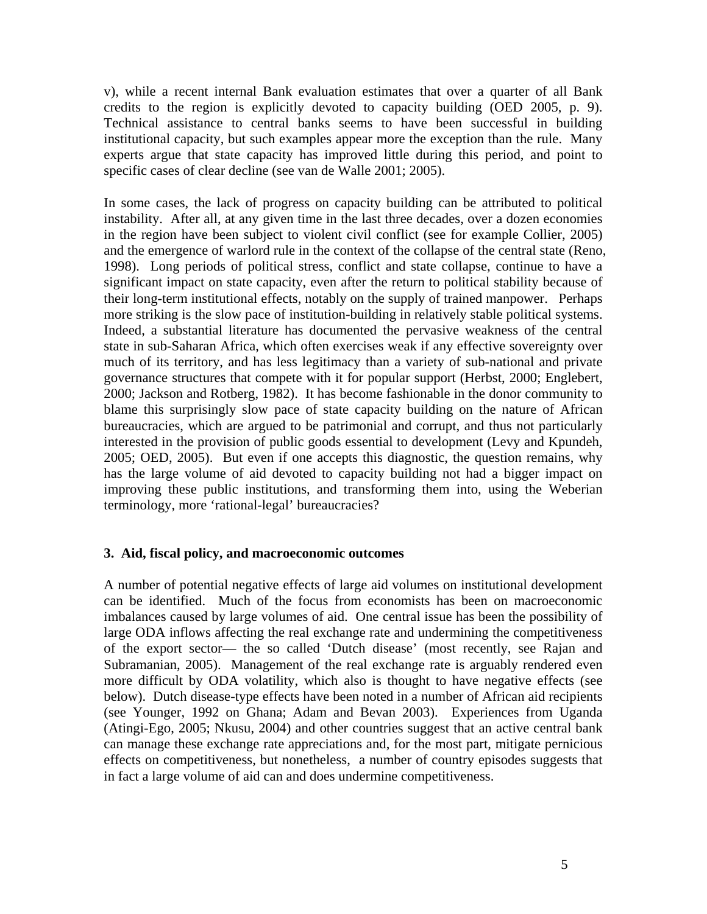v), while a recent internal Bank evaluation estimates that over a quarter of all Bank credits to the region is explicitly devoted to capacity building (OED 2005, p. 9). Technical assistance to central banks seems to have been successful in building institutional capacity, but such examples appear more the exception than the rule. Many experts argue that state capacity has improved little during this period, and point to specific cases of clear decline (see van de Walle 2001; 2005).

In some cases, the lack of progress on capacity building can be attributed to political instability. After all, at any given time in the last three decades, over a dozen economies in the region have been subject to violent civil conflict (see for example Collier, 2005) and the emergence of warlord rule in the context of the collapse of the central state (Reno, 1998). Long periods of political stress, conflict and state collapse, continue to have a significant impact on state capacity, even after the return to political stability because of their long-term institutional effects, notably on the supply of trained manpower. Perhaps more striking is the slow pace of institution-building in relatively stable political systems. Indeed, a substantial literature has documented the pervasive weakness of the central state in sub-Saharan Africa, which often exercises weak if any effective sovereignty over much of its territory, and has less legitimacy than a variety of sub-national and private governance structures that compete with it for popular support (Herbst, 2000; Englebert, 2000; Jackson and Rotberg, 1982). It has become fashionable in the donor community to blame this surprisingly slow pace of state capacity building on the nature of African bureaucracies, which are argued to be patrimonial and corrupt, and thus not particularly interested in the provision of public goods essential to development (Levy and Kpundeh, 2005; OED, 2005). But even if one accepts this diagnostic, the question remains, why has the large volume of aid devoted to capacity building not had a bigger impact on improving these public institutions, and transforming them into, using the Weberian terminology, more 'rational-legal' bureaucracies?

## 3. Aid, fiscal policy, and macroeconomic outcomes

A number of potential negative effects of large aid volumes on institutional development can be identified. Much of the focus from economists has been on macroeconomic imbalances caused by large volumes of aid. One central issue has been the possibility of large ODA inflows affecting the real exchange rate and undermining the competitiveness of the export sector— the so called 'Dutch disease' (most recently, see Rajan and Subramanian, 2005). Management of the real exchange rate is arguably rendered even more difficult by ODA volatility, which also is thought to have negative effects (see below). Dutch disease-type effects have been noted in a number of African aid recipients (see Younger, 1992 on Ghana; Adam and Bevan 2003). Experiences from Uganda (Atingi-Ego, 2005; Nkusu, 2004) and other countries suggest that an active central bank can manage these exchange rate appreciations and, for the most part, mitigate pernicious effects on competitiveness, but nonetheless, a number of country episodes suggests that in fact a large volume of aid can and does undermine competitiveness.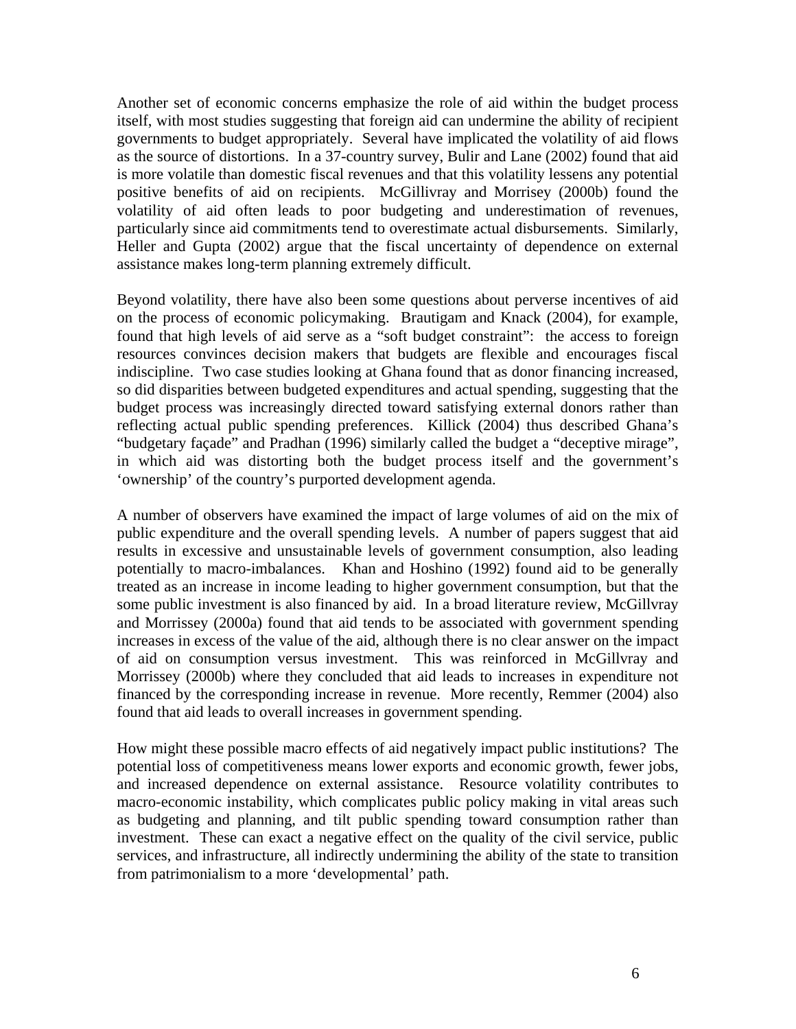Another set of economic concerns emphasize the role of aid within the budget process itself, with most studies suggesting that foreign aid can undermine the ability of recipient governments to budget appropriately. Several have implicated the volatility of aid flows as the source of distortions. In a 37-country survey, Bulir and Lane (2002) found that aid is more volatile than domestic fiscal revenues and that this volatility lessens any potential positive benefits of aid on recipients. McGillivray and Morrisey (2000b) found the volatility of aid often leads to poor budgeting and underestimation of revenues, particularly since aid commitments tend to overestimate actual disbursements. Similarly, Heller and Gupta (2002) argue that the fiscal uncertainty of dependence on external assistance makes long-term planning extremely difficult.

Beyond volatility, there have also been some questions about perverse incentives of aid on the process of economic policymaking. Brautigam and Knack (2004), for example, found that high levels of aid serve as a "soft budget constraint": the access to foreign resources convinces decision makers that budgets are flexible and encourages fiscal indiscipline. Two case studies looking at Ghana found that as donor financing increased, so did disparities between budgeted expenditures and actual spending, suggesting that the budget process was increasingly directed toward satisfying external donors rather than reflecting actual public spending preferences. Killick (2004) thus described Ghana's "budgetary façade" and Pradhan (1996) similarly called the budget a "deceptive mirage", in which aid was distorting both the budget process itself and the government's 'ownership' of the country's purported development agenda.

A number of observers have examined the impact of large volumes of aid on the mix of public expenditure and the overall spending levels. A number of papers suggest that aid results in excessive and unsustainable levels of government consumption, also leading potentially to macro-imbalances. Khan and Hoshino (1992) found aid to be generally treated as an increase in income leading to higher government consumption, but that the some public investment is also financed by aid. In a broad literature review, McGillvray and Morrissey (2000a) found that aid tends to be associated with government spending increases in excess of the value of the aid, although there is no clear answer on the impact of aid on consumption versus investment. This was reinforced in McGillvray and Morrissey (2000b) where they concluded that aid leads to increases in expenditure not financed by the corresponding increase in revenue. More recently, Remmer (2004) also found that aid leads to overall increases in government spending.

How might these possible macro effects of aid negatively impact public institutions? The potential loss of competitiveness means lower exports and economic growth, fewer jobs, and increased dependence on external assistance. Resource volatility contributes to macro-economic instability, which complicates public policy making in vital areas such as budgeting and planning, and tilt public spending toward consumption rather than investment. These can exact a negative effect on the quality of the civil service, public services, and infrastructure, all indirectly undermining the ability of the state to transition from patrimonialism to a more 'developmental' path.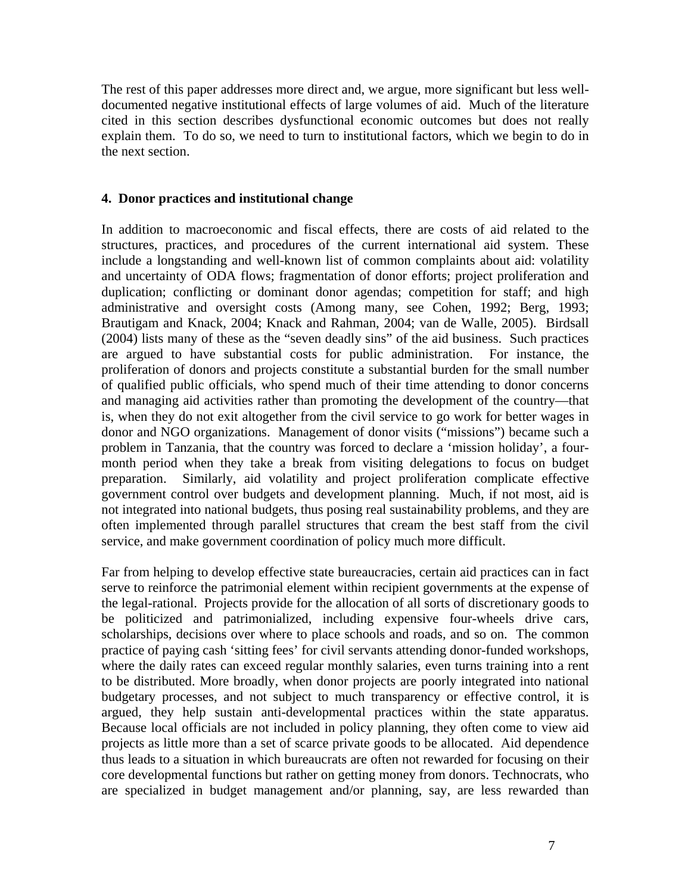The rest of this paper addresses more direct and, we argue, more significant but less well-documented negative institutional effects of large volumes of aid. Much of the literature cited in this section describes dysfunctional economic outcomes but does not really explain them. To do so, we need to turn to institutional factors, which we begin to do in the next section.

## 4. Donor practices and institutional change

In addition to macroeconomic and fiscal effects, there are costs of aid related to the structures, practices, and procedures of the current international aid system. These include a longstanding and well-known list of common complaints about aid: volatility and uncertainty of ODA flows; fragmentation of donor efforts; project proliferation and duplication; conflicting or dominant donor agendas; competition for staff; and high administrative and oversight costs (Among many, see Cohen, 1992; Berg, 1993; Brautigam and Knack, 2004; Knack and Rahman, 2004; van de Walle, 2005). Birdsall (2004) lists many of these as the "seven deadly sins" of the aid business. Such practices are argued to have substantial costs for public administration. For instance, the proliferation of donors and projects constitute a substantial burden for the small number of qualified public officials, who spend much of their time attending to donor concerns and managing aid activities rather than promoting the development of the country—that is, when they do not exit altogether from the civil service to go work for better wages in donor and NGO organizations. Management of donor visits ("missions") became such a problem in Tanzania, that the country was forced to declare a 'mission holiday', a four-month period when they take a break from visiting delegations to focus on budget preparation. Similarly, aid volatility and project proliferation complicate effective government control over budgets and development planning. Much, if not most, aid is not integrated into national budgets, thus posing real sustainability problems, and they are often implemented through parallel structures that cream the best staff from the civil service, and make government coordination of policy much more difficult.

Far from helping to develop effective state bureaucracies, certain aid practices can in fact serve to reinforce the patrimonial element within recipient governments at the expense of the legal-rational. Projects provide for the allocation of all sorts of discretionary goods to be politicized and patrimonialized, including expensive four-wheels drive cars, scholarships, decisions over where to place schools and roads, and so on. The common practice of paying cash 'sitting fees' for civil servants attending donor-funded workshops, where the daily rates can exceed regular monthly salaries, even turns training into a rent to be distributed. More broadly, when donor projects are poorly integrated into national budgetary processes, and not subject to much transparency or effective control, it is argued, they help sustain anti-developmental practices within the state apparatus. Because local officials are not included in policy planning, they often come to view aid projects as little more than a set of scarce private goods to be allocated. Aid dependence thus leads to a situation in which bureaucrats are often not rewarded for focusing on their core developmental functions but rather on getting money from donors. Technocrats, who are specialized in budget management and/or planning, say, are less rewarded than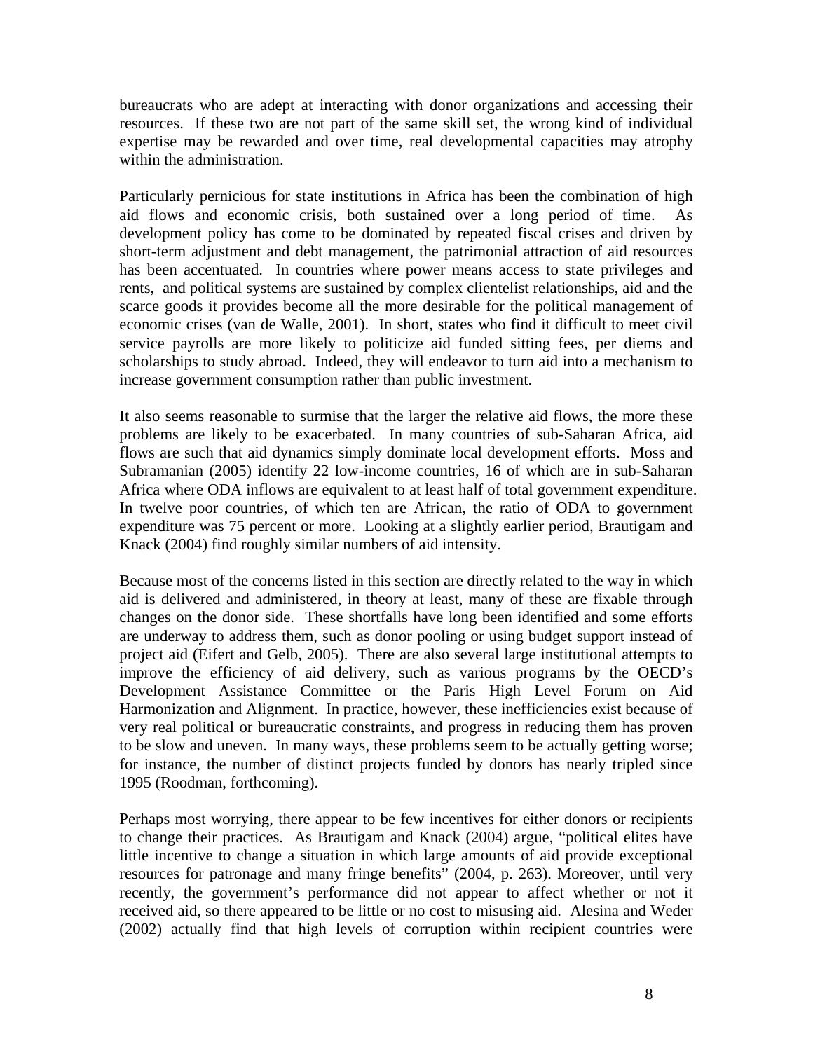bureaucrats who are adept at interacting with donor organizations and accessing their resources. If these two are not part of the same skill set, the wrong kind of individual expertise may be rewarded and over time, real developmental capacities may atrophy within the administration.

Particularly pernicious for state institutions in Africa has been the combination of high aid flows and economic crisis, both sustained over a long period of time. As development policy has come to be dominated by repeated fiscal crises and driven by short-term adjustment and debt management, the patrimonial attraction of aid resources has been accentuated. In countries where power means access to state privileges and rents, and political systems are sustained by complex clientelist relationships, aid and the scarce goods it provides become all the more desirable for the political management of economic crises (van de Walle, 2001). In short, states who find it difficult to meet civil service payrolls are more likely to politicize aid funded sitting fees, per diems and scholarships to study abroad. Indeed, they will endeavor to turn aid into a mechanism to increase government consumption rather than public investment.

It also seems reasonable to surmise that the larger the relative aid flows, the more these problems are likely to be exacerbated. In many countries of sub-Saharan Africa, aid flows are such that aid dynamics simply dominate local development efforts. Moss and Subramanian (2005) identify 22 low-income countries, 16 of which are in sub-Saharan Africa where ODA inflows are equivalent to at least half of total government expenditure. In twelve poor countries, of which ten are African, the ratio of ODA to government expenditure was 75 percent or more. Looking at a slightly earlier period, Brautigam and Knack (2004) find roughly similar numbers of aid intensity.

Because most of the concerns listed in this section are directly related to the way in which aid is delivered and administered, in theory at least, many of these are fixable through changes on the donor side. These shortfalls have long been identified and some efforts are underway to address them, such as donor pooling or using budget support instead of project aid (Eifert and Gelb, 2005). There are also several large institutional attempts to improve the efficiency of aid delivery, such as various programs by the OECD's Development Assistance Committee or the Paris High Level Forum on Aid Harmonization and Alignment. In practice, however, these inefficiencies exist because of very real political or bureaucratic constraints, and progress in reducing them has proven to be slow and uneven. In many ways, these problems seem to be actually getting worse; for instance, the number of distinct projects funded by donors has nearly tripled since 1995 (Roodman, forthcoming).

Perhaps most worrying, there appear to be few incentives for either donors or recipients to change their practices. As Brautigam and Knack (2004) argue, "political elites have little incentive to change a situation in which large amounts of aid provide exceptional resources for patronage and many fringe benefits" (2004, p. 263). Moreover, until very recently, the government's performance did not appear to affect whether or not it received aid, so there appeared to be little or no cost to misusing aid. Alesina and Weder (2002) actually find that high levels of corruption within recipient countries were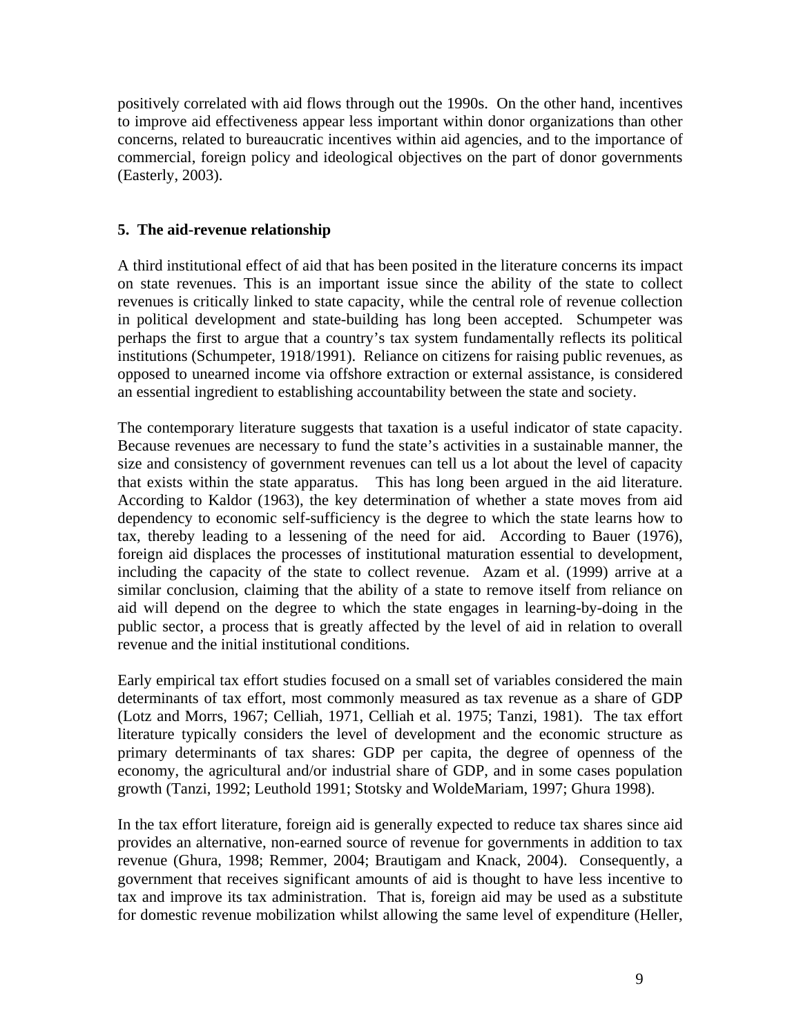positively correlated with aid flows through out the 1990s. On the other hand, incentives to improve aid effectiveness appear less important within donor organizations than other concerns, related to bureaucratic incentives within aid agencies, and to the importance of commercial, foreign policy and ideological objectives on the part of donor governments (Easterly, 2003).

## 5. The aid-revenue relationship

A third institutional effect of aid that has been posited in the literature concerns its impact on state revenues. This is an important issue since the ability of the state to collect revenues is critically linked to state capacity, while the central role of revenue collection in political development and state-building has long been accepted. Schumpeter was perhaps the first to argue that a country's tax system fundamentally reflects its political institutions (Schumpeter, 1918/1991). Reliance on citizens for raising public revenues, as opposed to unearned income via offshore extraction or external assistance, is considered an essential ingredient to establishing accountability between the state and society.

The contemporary literature suggests that taxation is a useful indicator of state capacity. Because revenues are necessary to fund the state's activities in a sustainable manner, the size and consistency of government revenues can tell us a lot about the level of capacity that exists within the state apparatus. This has long been argued in the aid literature. According to Kaldor (1963), the key determination of whether a state moves from aid dependency to economic self-sufficiency is the degree to which the state learns how to tax, thereby leading to a lessening of the need for aid. According to Bauer (1976), foreign aid displaces the processes of institutional maturation essential to development, including the capacity of the state to collect revenue. Azam et al. (1999) arrive at a similar conclusion, claiming that the ability of a state to remove itself from reliance on aid will depend on the degree to which the state engages in learning-by-doing in the public sector, a process that is greatly affected by the level of aid in relation to overall revenue and the initial institutional conditions.

Early empirical tax effort studies focused on a small set of variables considered the main determinants of tax effort, most commonly measured as tax revenue as a share of GDP (Lotz and Morrs, 1967; Celliah, 1971, Celliah et al. 1975; Tanzi, 1981). The tax effort literature typically considers the level of development and the economic structure as primary determinants of tax shares: GDP per capita, the degree of openness of the economy, the agricultural and/or industrial share of GDP, and in some cases population growth (Tanzi, 1992; Leuthold 1991; Stotsky and WoldeMariam, 1997; Ghura 1998).

In the tax effort literature, foreign aid is generally expected to reduce tax shares since aid provides an alternative, non-earned source of revenue for governments in addition to tax revenue (Ghura, 1998; Remmer, 2004; Brautigam and Knack, 2004). Consequently, a government that receives significant amounts of aid is thought to have less incentive to tax and improve its tax administration. That is, foreign aid may be used as a substitute for domestic revenue mobilization whilst allowing the same level of expenditure (Heller,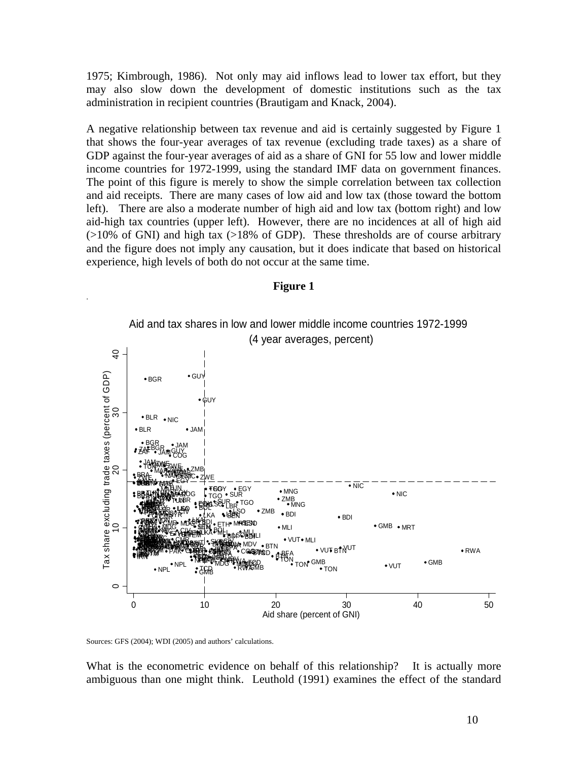1975; Kimbrough, 1986). Not only may aid inflows lead to lower tax effort, but they may also slow down the development of domestic institutions such as the tax administration in recipient countries (Brautigam and Knack, 2004).

A negative relationship between tax revenue and aid is certainly suggested by Figure 1 that shows the four-year averages of tax revenue (excluding trade taxes) as a share of GDP against the four-year averages of aid as a share of GNI for 55 low and lower middle income countries for 1972-1999, using the standard IMF data on government finances. The point of this figure is merely to show the simple correlation between tax collection and aid receipts. There are many cases of low aid and low tax (those toward the bottom left). There are also a moderate number of high aid and low tax (bottom right) and low aid-high tax countries (upper left). However, there are no incidences at all of high aid (>10% of GNI) and high tax (>18% of GDP). These thresholds are of course arbitrary and the figure does not imply any causation, but it does indicate that based on historical experience, high levels of both do not occur at the same time.

**Figure 1**

Aid and tax shares in low and lower middle income countries 1972-1999 (4 year averages, percent)

Sources: GFS (2004); WDI (2005) and authors' calculations.

What is the econometric evidence on behalf of this relationship? It is actually more ambiguous than one might think. Leuthold (1991) examines the effect of the standard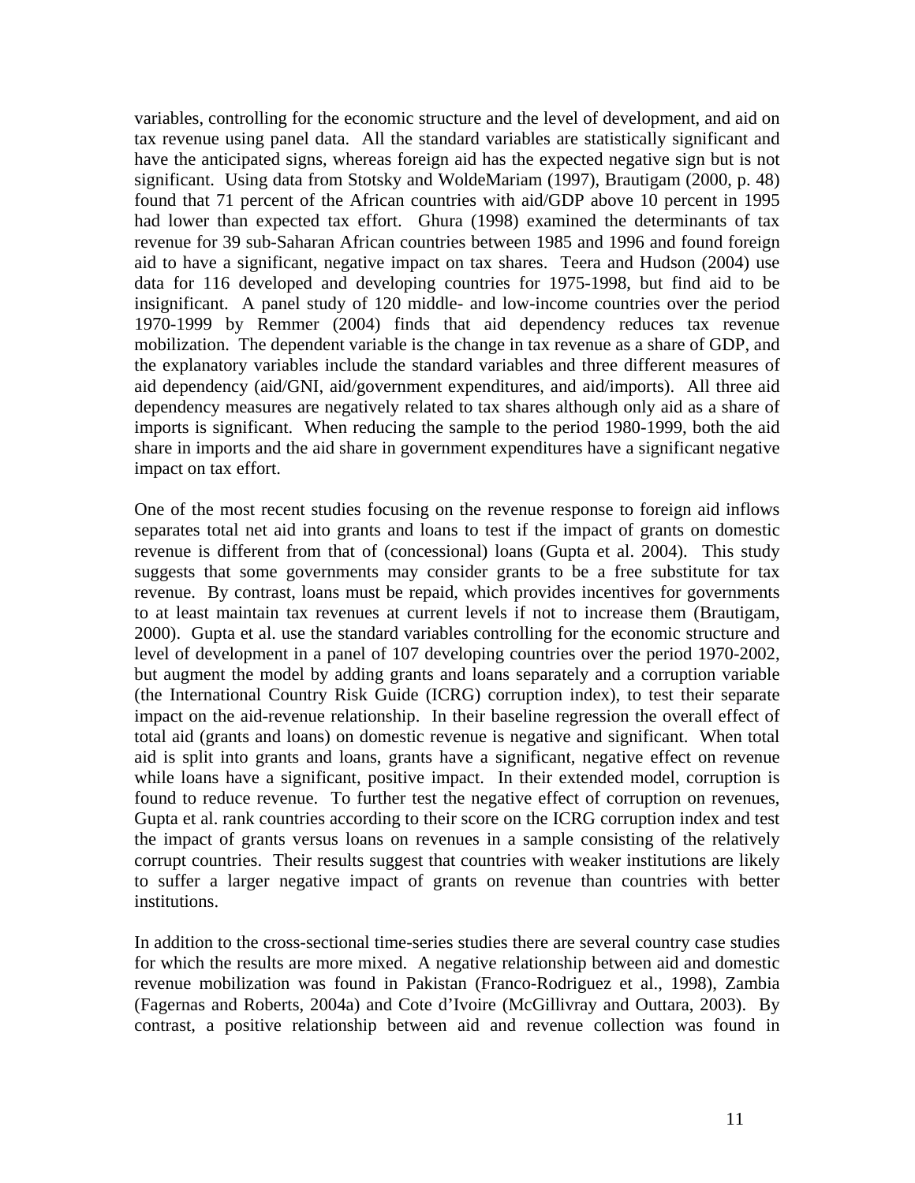variables, controlling for the economic structure and the level of development, and aid on tax revenue using panel data. All the standard variables are statistically significant and have the anticipated signs, whereas foreign aid has the expected negative sign but is not significant. Using data from Stotsky and WoldeMariam (1997), Brautigam (2000, p. 48) found that 71 percent of the African countries with aid/GDP above 10 percent in 1995 had lower than expected tax effort. Ghura (1998) examined the determinants of tax revenue for 39 sub-Saharan African countries between 1985 and 1996 and found foreign aid to have a significant, negative impact on tax shares. Teera and Hudson (2004) use data for 116 developed and developing countries for 1975-1998, but find aid to be insignificant. A panel study of 120 middle- and low-income countries over the period 1970-1999 by Remmer (2004) finds that aid dependency reduces tax revenue mobilization. The dependent variable is the change in tax revenue as a share of GDP, and the explanatory variables include the standard variables and three different measures of aid dependency (aid/GNI, aid/government expenditures, and aid/imports). All three aid dependency measures are negatively related to tax shares although only aid as a share of imports is significant. When reducing the sample to the period 1980-1999, both the aid share in imports and the aid share in government expenditures have a significant negative impact on tax effort.

One of the most recent studies focusing on the revenue response to foreign aid inflows separates total net aid into grants and loans to test if the impact of grants on domestic revenue is different from that of (concessional) loans (Gupta et al. 2004). This study suggests that some governments may consider grants to be a free substitute for tax revenue. By contrast, loans must be repaid, which provides incentives for governments to at least maintain tax revenues at current levels if not to increase them (Brautigam, 2000). Gupta et al. use the standard variables controlling for the economic structure and level of development in a panel of 107 developing countries over the period 1970-2002, but augment the model by adding grants and loans separately and a corruption variable (the International Country Risk Guide (ICRG) corruption index), to test their separate impact on the aid-revenue relationship. In their baseline regression the overall effect of total aid (grants and loans) on domestic revenue is negative and significant. When total aid is split into grants and loans, grants have a significant, negative effect on revenue while loans have a significant, positive impact. In their extended model, corruption is found to reduce revenue. To further test the negative effect of corruption on revenues, Gupta et al. rank countries according to their score on the ICRG corruption index and test the impact of grants versus loans on revenues in a sample consisting of the relatively corrupt countries. Their results suggest that countries with weaker institutions are likely to suffer a larger negative impact of grants on revenue than countries with better institutions.

In addition to the cross-sectional time-series studies there are several country case studies for which the results are more mixed. A negative relationship between aid and domestic revenue mobilization was found in Pakistan (Franco-Rodriguez et al., 1998), Zambia (Fagernas and Roberts, 2004a) and Cote d'Ivoire (McGillivray and Outtara, 2003). By contrast, a positive relationship between aid and revenue collection was found in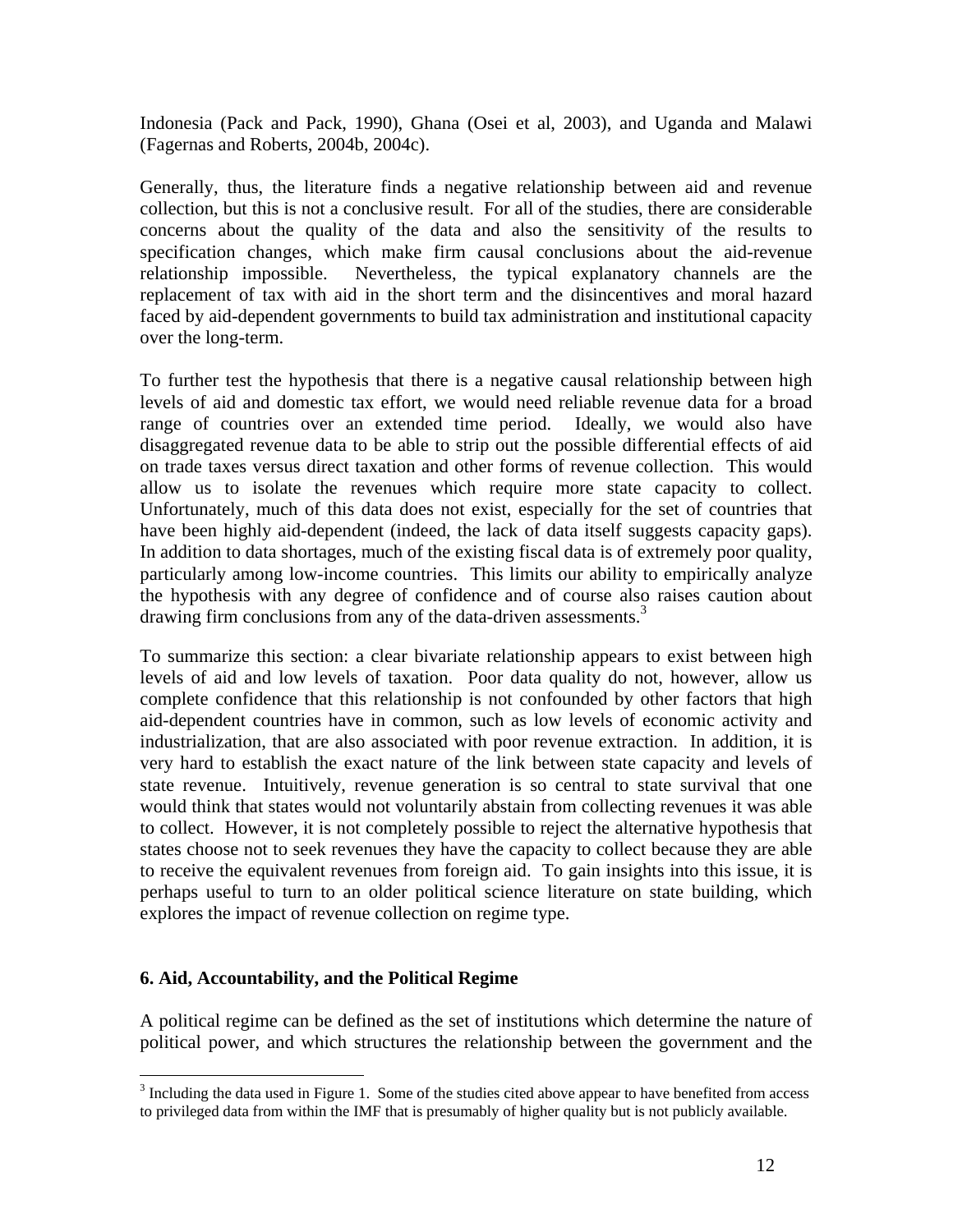Indonesia (Pack and Pack, 1990), Ghana (Osei et al, 2003), and Uganda and Malawi (Fagernas and Roberts, 2004b, 2004c).

Generally, thus, the literature finds a negative relationship between aid and revenue collection, but this is not a conclusive result. For all of the studies, there are considerable concerns about the quality of the data and also the sensitivity of the results to specification changes, which make firm causal conclusions about the aid-revenue relationship impossible. Nevertheless, the typical explanatory channels are the replacement of tax with aid in the short term and the disincentives and moral hazard faced by aid-dependent governments to build tax administration and institutional capacity over the long-term.

To further test the hypothesis that there is a negative causal relationship between high levels of aid and domestic tax effort, we would need reliable revenue data for a broad range of countries over an extended time period. Ideally, we would also have disaggregated revenue data to be able to strip out the possible differential effects of aid on trade taxes versus direct taxation and other forms of revenue collection. This would allow us to isolate the revenues which require more state capacity to collect. Unfortunately, much of this data does not exist, especially for the set of countries that have been highly aid-dependent (indeed, the lack of data itself suggests capacity gaps). In addition to data shortages, much of the existing fiscal data is of extremely poor quality, particularly among low-income countries. This limits our ability to empirically analyze the hypothesis with any degree of confidence and of course also raises caution about drawing firm conclusions from any of the data-driven assessments.[3]

To summarize this section: a clear bivariate relationship appears to exist between high levels of aid and low levels of taxation. Poor data quality do not, however, allow us complete confidence that this relationship is not confounded by other factors that high aid-dependent countries have in common, such as low levels of economic activity and industrialization, that are also associated with poor revenue extraction. In addition, it is very hard to establish the exact nature of the link between state capacity and levels of state revenue. Intuitively, revenue generation is so central to state survival that one would think that states would not voluntarily abstain from collecting revenues it was able to collect. However, it is not completely possible to reject the alternative hypothesis that states choose not to seek revenues they have the capacity to collect because they are able to receive the equivalent revenues from foreign aid. To gain insights into this issue, it is perhaps useful to turn to an older political science literature on state building, which explores the impact of revenue collection on regime type.

## 6. Aid, Accountability, and the Political Regime

A political regime can be defined as the set of institutions which determine the nature of political power, and which structures the relationship between the government and the

[3] Including the data used in Figure 1. Some of the studies cited above appear to have benefited from access to privileged data from within the IMF that is presumably of higher quality but is not publicly available.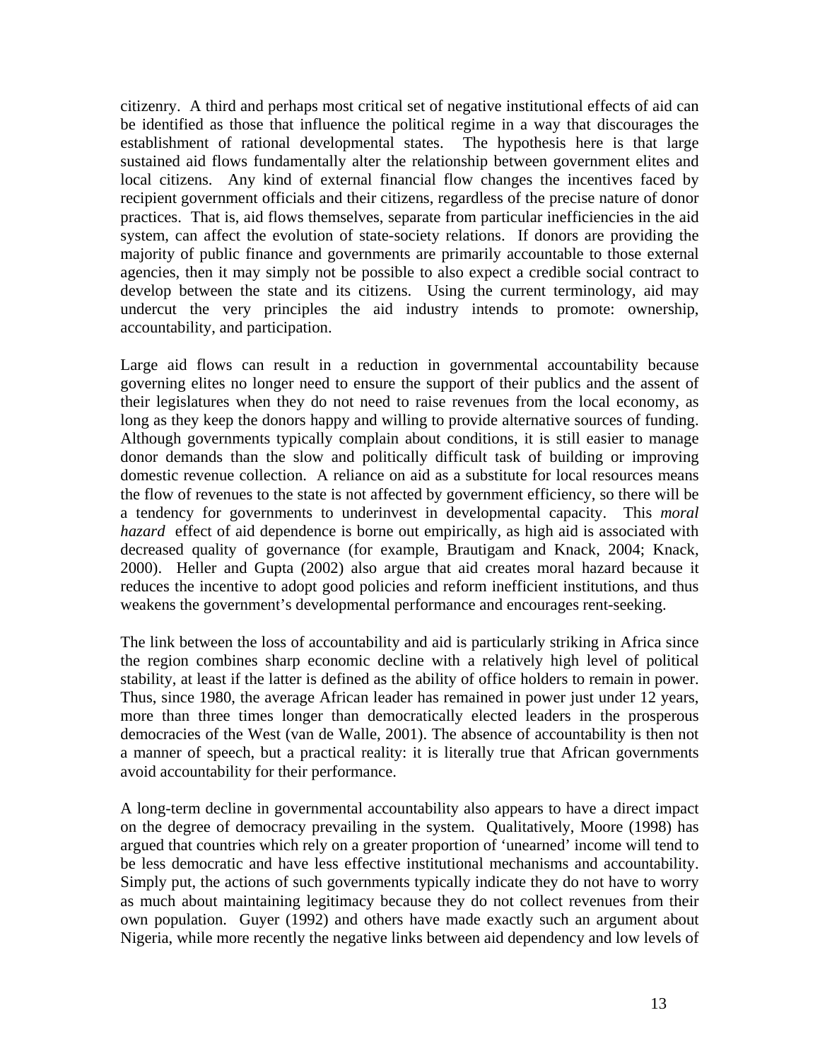citizenry. A third and perhaps most critical set of negative institutional effects of aid can be identified as those that influence the political regime in a way that discourages the establishment of rational developmental states. The hypothesis here is that large sustained aid flows fundamentally alter the relationship between government elites and local citizens. Any kind of external financial flow changes the incentives faced by recipient government officials and their citizens, regardless of the precise nature of donor practices. That is, aid flows themselves, separate from particular inefficiencies in the aid system, can affect the evolution of state-society relations. If donors are providing the majority of public finance and governments are primarily accountable to those external agencies, then it may simply not be possible to also expect a credible social contract to develop between the state and its citizens. Using the current terminology, aid may undercut the very principles the aid industry intends to promote: ownership, accountability, and participation.

Large aid flows can result in a reduction in governmental accountability because governing elites no longer need to ensure the support of their publics and the assent of their legislatures when they do not need to raise revenues from the local economy, as long as they keep the donors happy and willing to provide alternative sources of funding. Although governments typically complain about conditions, it is still easier to manage donor demands than the slow and politically difficult task of building or improving domestic revenue collection. A reliance on aid as a substitute for local resources means the flow of revenues to the state is not affected by government efficiency, so there will be a tendency for governments to underinvest in developmental capacity. This *moral hazard* effect of aid dependence is borne out empirically, as high aid is associated with decreased quality of governance (for example, Brautigam and Knack, 2004; Knack, 2000). Heller and Gupta (2002) also argue that aid creates moral hazard because it reduces the incentive to adopt good policies and reform inefficient institutions, and thus weakens the government's developmental performance and encourages rent-seeking.

The link between the loss of accountability and aid is particularly striking in Africa since the region combines sharp economic decline with a relatively high level of political stability, at least if the latter is defined as the ability of office holders to remain in power. Thus, since 1980, the average African leader has remained in power just under 12 years, more than three times longer than democratically elected leaders in the prosperous democracies of the West (van de Walle, 2001). The absence of accountability is then not a manner of speech, but a practical reality: it is literally true that African governments avoid accountability for their performance.

A long-term decline in governmental accountability also appears to have a direct impact on the degree of democracy prevailing in the system. Qualitatively, Moore (1998) has argued that countries which rely on a greater proportion of 'unearned' income will tend to be less democratic and have less effective institutional mechanisms and accountability. Simply put, the actions of such governments typically indicate they do not have to worry as much about maintaining legitimacy because they do not collect revenues from their own population. Guyer (1992) and others have made exactly such an argument about Nigeria, while more recently the negative links between aid dependency and low levels of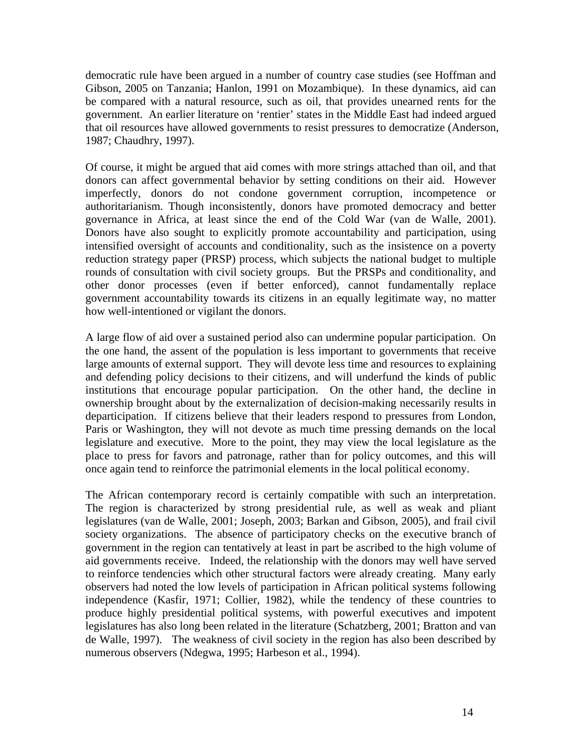democratic rule have been argued in a number of country case studies (see Hoffman and Gibson, 2005 on Tanzania; Hanlon, 1991 on Mozambique). In these dynamics, aid can be compared with a natural resource, such as oil, that provides unearned rents for the government. An earlier literature on 'rentier' states in the Middle East had indeed argued that oil resources have allowed governments to resist pressures to democratize (Anderson, 1987; Chaudhry, 1997).

Of course, it might be argued that aid comes with more strings attached than oil, and that donors can affect governmental behavior by setting conditions on their aid. However imperfectly, donors do not condone government corruption, incompetence or authoritarianism. Though inconsistently, donors have promoted democracy and better governance in Africa, at least since the end of the Cold War (van de Walle, 2001). Donors have also sought to explicitly promote accountability and participation, using intensified oversight of accounts and conditionality, such as the insistence on a poverty reduction strategy paper (PRSP) process, which subjects the national budget to multiple rounds of consultation with civil society groups. But the PRSPs and conditionality, and other donor processes (even if better enforced), cannot fundamentally replace government accountability towards its citizens in an equally legitimate way, no matter how well-intentioned or vigilant the donors.

A large flow of aid over a sustained period also can undermine popular participation. On the one hand, the assent of the population is less important to governments that receive large amounts of external support. They will devote less time and resources to explaining and defending policy decisions to their citizens, and will underfund the kinds of public institutions that encourage popular participation. On the other hand, the decline in ownership brought about by the externalization of decision-making necessarily results in departicipation. If citizens believe that their leaders respond to pressures from London, Paris or Washington, they will not devote as much time pressing demands on the local legislature and executive. More to the point, they may view the local legislature as the place to press for favors and patronage, rather than for policy outcomes, and this will once again tend to reinforce the patrimonial elements in the local political economy.

The African contemporary record is certainly compatible with such an interpretation. The region is characterized by strong presidential rule, as well as weak and pliant legislatures (van de Walle, 2001; Joseph, 2003; Barkan and Gibson, 2005), and frail civil society organizations. The absence of participatory checks on the executive branch of government in the region can tentatively at least in part be ascribed to the high volume of aid governments receive. Indeed, the relationship with the donors may well have served to reinforce tendencies which other structural factors were already creating. Many early observers had noted the low levels of participation in African political systems following independence (Kasfir, 1971; Collier, 1982), while the tendency of these countries to produce highly presidential political systems, with powerful executives and impotent legislatures has also long been related in the literature (Schatzberg, 2001; Bratton and van de Walle, 1997). The weakness of civil society in the region has also been described by numerous observers (Ndegwa, 1995; Harbeson et al., 1994).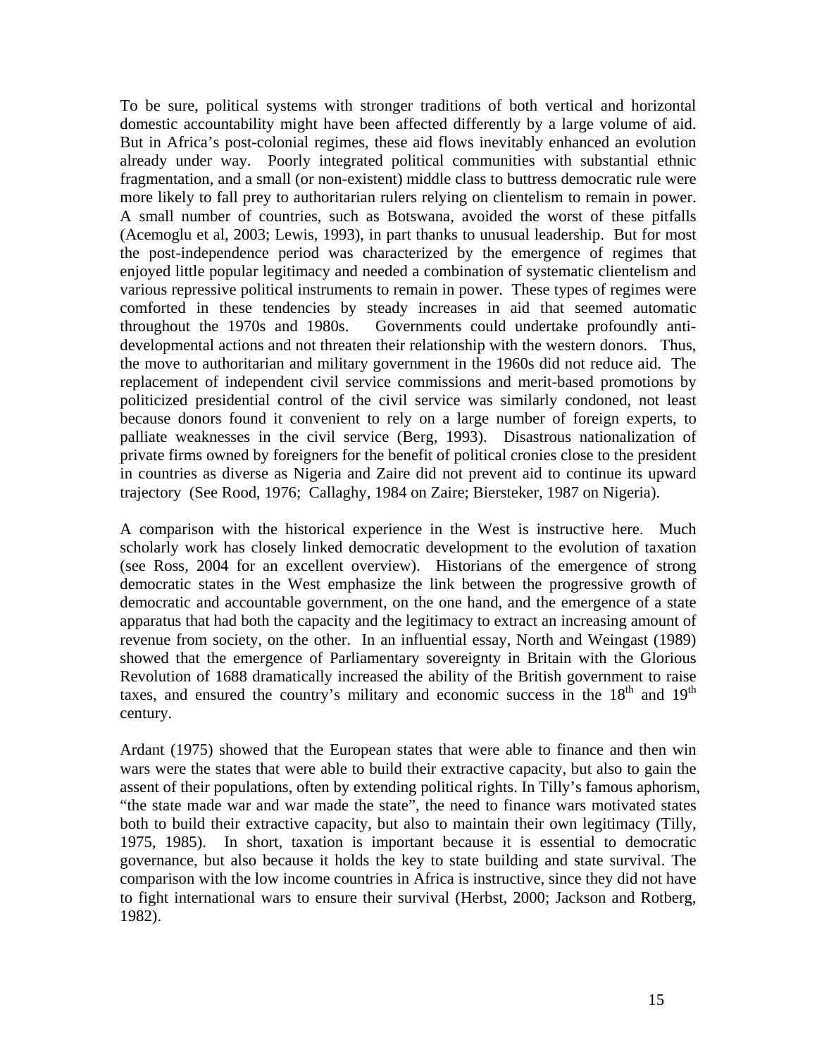To be sure, political systems with stronger traditions of both vertical and horizontal domestic accountability might have been affected differently by a large volume of aid. But in Africa's post-colonial regimes, these aid flows inevitably enhanced an evolution already under way. Poorly integrated political communities with substantial ethnic fragmentation, and a small (or non-existent) middle class to buttress democratic rule were more likely to fall prey to authoritarian rulers relying on clientelism to remain in power. A small number of countries, such as Botswana, avoided the worst of these pitfalls (Acemoglu et al, 2003; Lewis, 1993), in part thanks to unusual leadership. But for most the post-independence period was characterized by the emergence of regimes that enjoyed little popular legitimacy and needed a combination of systematic clientelism and various repressive political instruments to remain in power. These types of regimes were comforted in these tendencies by steady increases in aid that seemed automatic throughout the 1970s and 1980s. Governments could undertake profoundly anti-developmental actions and not threaten their relationship with the western donors. Thus, the move to authoritarian and military government in the 1960s did not reduce aid. The replacement of independent civil service commissions and merit-based promotions by politicized presidential control of the civil service was similarly condoned, not least because donors found it convenient to rely on a large number of foreign experts, to palliate weaknesses in the civil service (Berg, 1993). Disastrous nationalization of private firms owned by foreigners for the benefit of political cronies close to the president in countries as diverse as Nigeria and Zaire did not prevent aid to continue its upward trajectory (See Rood, 1976; Callaghy, 1984 on Zaire; Biersteker, 1987 on Nigeria).

A comparison with the historical experience in the West is instructive here. Much scholarly work has closely linked democratic development to the evolution of taxation (see Ross, 2004 for an excellent overview). Historians of the emergence of strong democratic states in the West emphasize the link between the progressive growth of democratic and accountable government, on the one hand, and the emergence of a state apparatus that had both the capacity and the legitimacy to extract an increasing amount of revenue from society, on the other. In an influential essay, North and Weingast (1989) showed that the emergence of Parliamentary sovereignty in Britain with the Glorious Revolution of 1688 dramatically increased the ability of the British government to raise taxes, and ensured the country's military and economic success in the 18th and 19th century.

Ardant (1975) showed that the European states that were able to finance and then win wars were the states that were able to build their extractive capacity, but also to gain the assent of their populations, often by extending political rights. In Tilly's famous aphorism, "the state made war and war made the state", the need to finance wars motivated states both to build their extractive capacity, but also to maintain their own legitimacy (Tilly, 1975, 1985). In short, taxation is important because it is essential to democratic governance, but also because it holds the key to state building and state survival. The comparison with the low income countries in Africa is instructive, since they did not have to fight international wars to ensure their survival (Herbst, 2000; Jackson and Rotberg, 1982).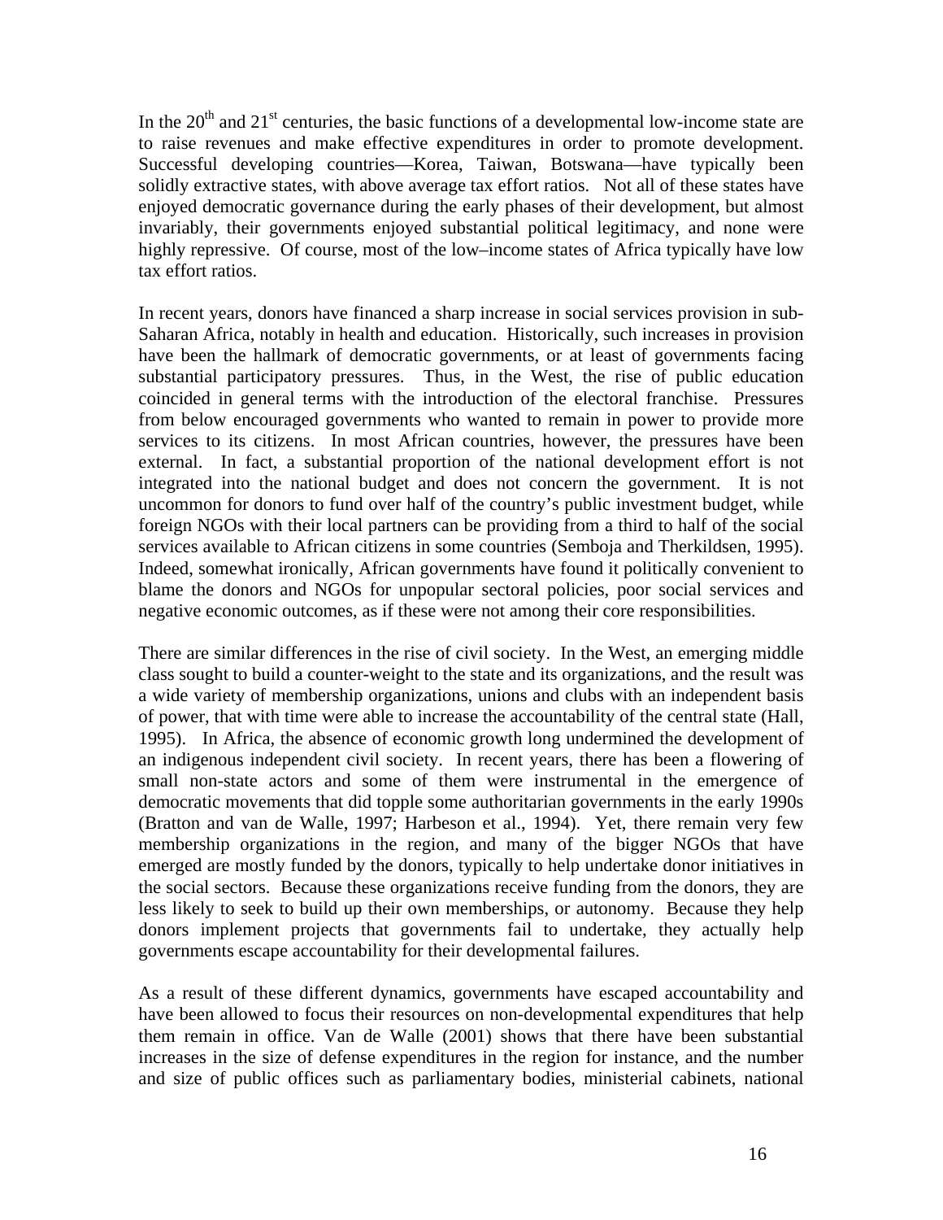In the 20th and 21st centuries, the basic functions of a developmental low-income state are to raise revenues and make effective expenditures in order to promote development. Successful developing countries—Korea, Taiwan, Botswana—have typically been solidly extractive states, with above average tax effort ratios. Not all of these states have enjoyed democratic governance during the early phases of their development, but almost invariably, their governments enjoyed substantial political legitimacy, and none were highly repressive. Of course, most of the low–income states of Africa typically have low tax effort ratios.

In recent years, donors have financed a sharp increase in social services provision in sub-Saharan Africa, notably in health and education. Historically, such increases in provision have been the hallmark of democratic governments, or at least of governments facing substantial participatory pressures. Thus, in the West, the rise of public education coincided in general terms with the introduction of the electoral franchise. Pressures from below encouraged governments who wanted to remain in power to provide more services to its citizens. In most African countries, however, the pressures have been external. In fact, a substantial proportion of the national development effort is not integrated into the national budget and does not concern the government. It is not uncommon for donors to fund over half of the country's public investment budget, while foreign NGOs with their local partners can be providing from a third to half of the social services available to African citizens in some countries (Semboja and Therkildsen, 1995). Indeed, somewhat ironically, African governments have found it politically convenient to blame the donors and NGOs for unpopular sectoral policies, poor social services and negative economic outcomes, as if these were not among their core responsibilities.

There are similar differences in the rise of civil society. In the West, an emerging middle class sought to build a counter-weight to the state and its organizations, and the result was a wide variety of membership organizations, unions and clubs with an independent basis of power, that with time were able to increase the accountability of the central state (Hall, 1995). In Africa, the absence of economic growth long undermined the development of an indigenous independent civil society. In recent years, there has been a flowering of small non-state actors and some of them were instrumental in the emergence of democratic movements that did topple some authoritarian governments in the early 1990s (Bratton and van de Walle, 1997; Harbeson et al., 1994). Yet, there remain very few membership organizations in the region, and many of the bigger NGOs that have emerged are mostly funded by the donors, typically to help undertake donor initiatives in the social sectors. Because these organizations receive funding from the donors, they are less likely to seek to build up their own memberships, or autonomy. Because they help donors implement projects that governments fail to undertake, they actually help governments escape accountability for their developmental failures.

As a result of these different dynamics, governments have escaped accountability and have been allowed to focus their resources on non-developmental expenditures that help them remain in office. Van de Walle (2001) shows that there have been substantial increases in the size of defense expenditures in the region for instance, and the number and size of public offices such as parliamentary bodies, ministerial cabinets, national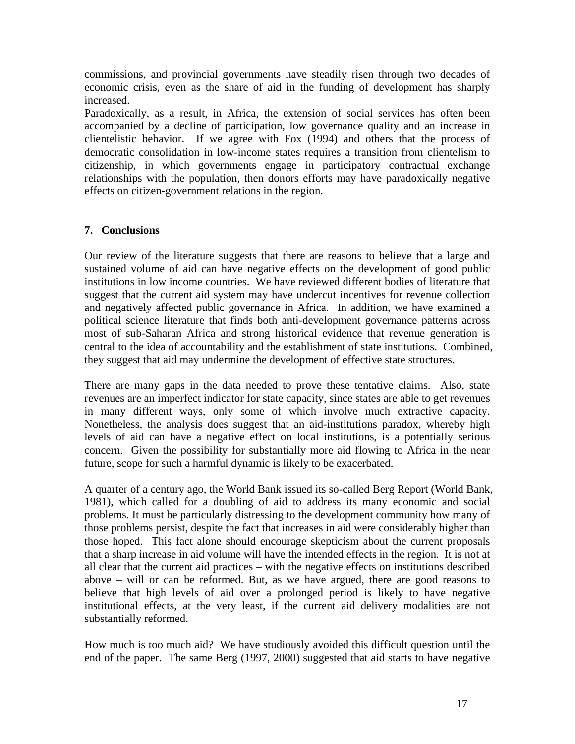commissions, and provincial governments have steadily risen through two decades of economic crisis, even as the share of aid in the funding of development has sharply increased.

Paradoxically, as a result, in Africa, the extension of social services has often been accompanied by a decline of participation, low governance quality and an increase in clientelistic behavior. If we agree with Fox (1994) and others that the process of democratic consolidation in low-income states requires a transition from clientelism to citizenship, in which governments engage in participatory contractual exchange relationships with the population, then donors efforts may have paradoxically negative effects on citizen-government relations in the region.

## 7. Conclusions

Our review of the literature suggests that there are reasons to believe that a large and sustained volume of aid can have negative effects on the development of good public institutions in low income countries. We have reviewed different bodies of literature that suggest that the current aid system may have undercut incentives for revenue collection and negatively affected public governance in Africa. In addition, we have examined a political science literature that finds both anti-development governance patterns across most of sub-Saharan Africa and strong historical evidence that revenue generation is central to the idea of accountability and the establishment of state institutions. Combined, they suggest that aid may undermine the development of effective state structures.

There are many gaps in the data needed to prove these tentative claims. Also, state revenues are an imperfect indicator for state capacity, since states are able to get revenues in many different ways, only some of which involve much extractive capacity. Nonetheless, the analysis does suggest that an aid-institutions paradox, whereby high levels of aid can have a negative effect on local institutions, is a potentially serious concern. Given the possibility for substantially more aid flowing to Africa in the near future, scope for such a harmful dynamic is likely to be exacerbated.

A quarter of a century ago, the World Bank issued its so-called Berg Report (World Bank, 1981), which called for a doubling of aid to address its many economic and social problems. It must be particularly distressing to the development community how many of those problems persist, despite the fact that increases in aid were considerably higher than those hoped. This fact alone should encourage skepticism about the current proposals that a sharp increase in aid volume will have the intended effects in the region. It is not at all clear that the current aid practices – with the negative effects on institutions described above – will or can be reformed. But, as we have argued, there are good reasons to believe that high levels of aid over a prolonged period is likely to have negative institutional effects, at the very least, if the current aid delivery modalities are not substantially reformed.

How much is too much aid? We have studiously avoided this difficult question until the end of the paper. The same Berg (1997, 2000) suggested that aid starts to have negative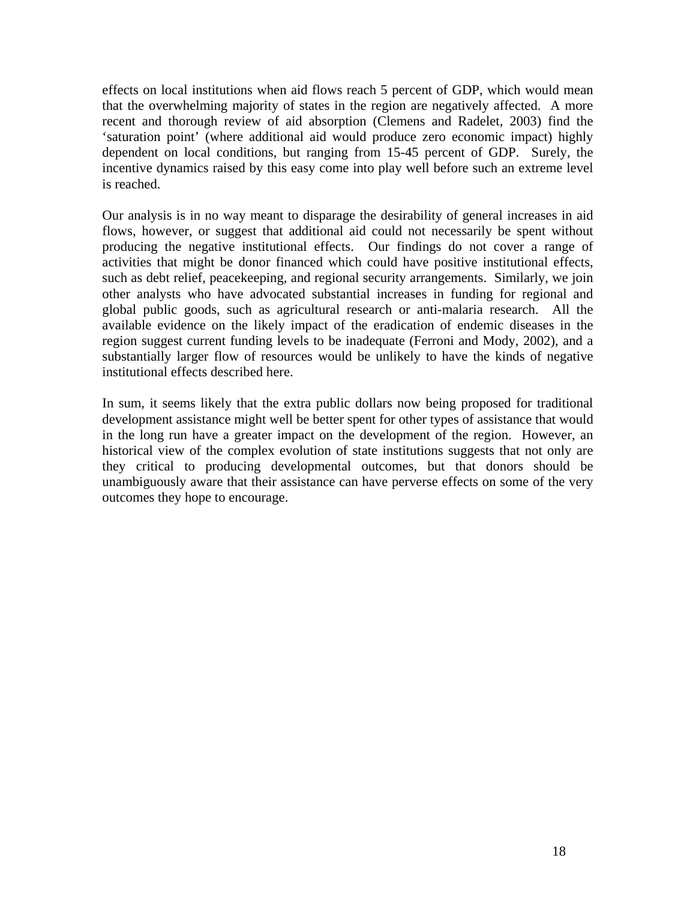effects on local institutions when aid flows reach 5 percent of GDP, which would mean that the overwhelming majority of states in the region are negatively affected. A more recent and thorough review of aid absorption (Clemens and Radelet, 2003) find the 'saturation point' (where additional aid would produce zero economic impact) highly dependent on local conditions, but ranging from 15-45 percent of GDP. Surely, the incentive dynamics raised by this easy come into play well before such an extreme level is reached.

Our analysis is in no way meant to disparage the desirability of general increases in aid flows, however, or suggest that additional aid could not necessarily be spent without producing the negative institutional effects. Our findings do not cover a range of activities that might be donor financed which could have positive institutional effects, such as debt relief, peacekeeping, and regional security arrangements. Similarly, we join other analysts who have advocated substantial increases in funding for regional and global public goods, such as agricultural research or anti-malaria research. All the available evidence on the likely impact of the eradication of endemic diseases in the region suggest current funding levels to be inadequate (Ferroni and Mody, 2002), and a substantially larger flow of resources would be unlikely to have the kinds of negative institutional effects described here.

In sum, it seems likely that the extra public dollars now being proposed for traditional development assistance might well be better spent for other types of assistance that would in the long run have a greater impact on the development of the region. However, an historical view of the complex evolution of state institutions suggests that not only are they critical to producing developmental outcomes, but that donors should be unambiguously aware that their assistance can have perverse effects on some of the very outcomes they hope to encourage.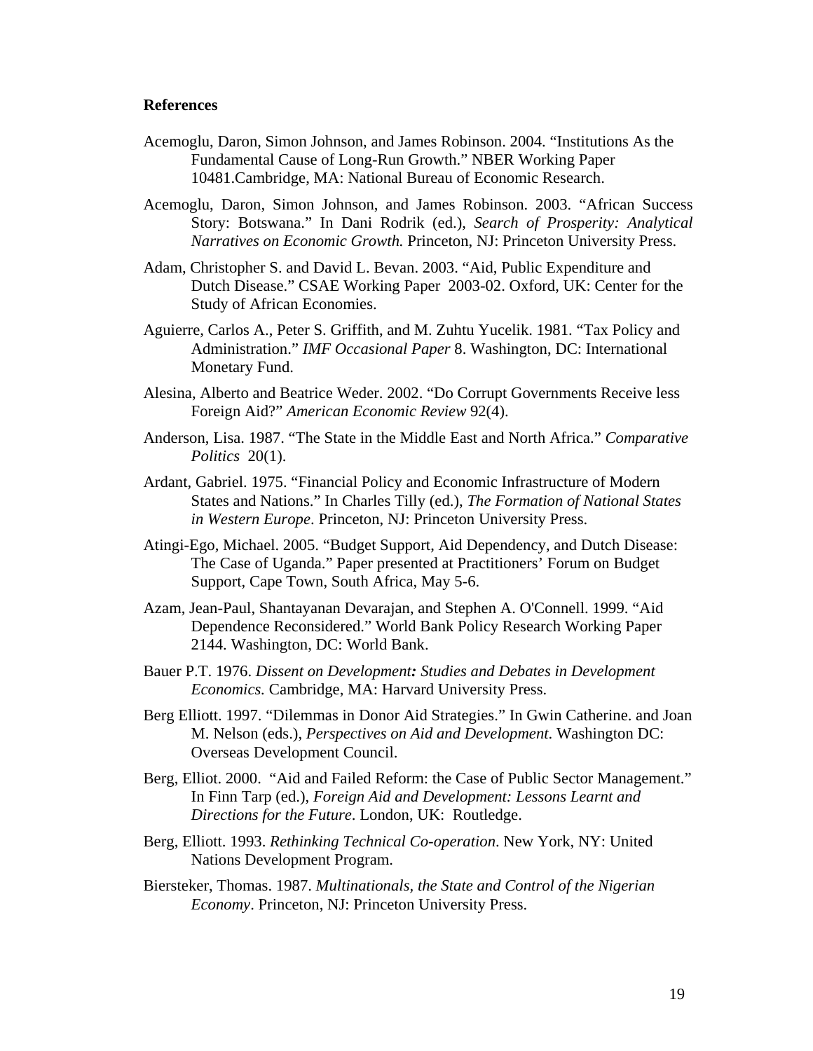**References**

Acemoglu, Daron, Simon Johnson, and James Robinson. 2004. "Institutions As the Fundamental Cause of Long-Run Growth." NBER Working Paper 10481.Cambridge, MA: National Bureau of Economic Research.

Acemoglu, Daron, Simon Johnson, and James Robinson. 2003. "African Success Story: Botswana." In Dani Rodrik (ed.), *Search of Prosperity: Analytical Narratives on Economic Growth.* Princeton, NJ: Princeton University Press.

Adam, Christopher S. and David L. Bevan. 2003. "Aid, Public Expenditure and Dutch Disease." CSAE Working Paper 2003-02. Oxford, UK: Center for the Study of African Economies.

Aguierre, Carlos A., Peter S. Griffith, and M. Zuhtu Yucelik. 1981. "Tax Policy and Administration." *IMF Occasional Paper* 8. Washington, DC: International Monetary Fund.

Alesina, Alberto and Beatrice Weder. 2002. "Do Corrupt Governments Receive less Foreign Aid?" *American Economic Review* 92(4).

Anderson, Lisa. 1987. "The State in the Middle East and North Africa." *Comparative Politics* 20(1).

Ardant, Gabriel. 1975. "Financial Policy and Economic Infrastructure of Modern States and Nations." In Charles Tilly (ed.), *The Formation of National States in Western Europe*. Princeton, NJ: Princeton University Press.

Atingi-Ego, Michael. 2005. "Budget Support, Aid Dependency, and Dutch Disease: The Case of Uganda." Paper presented at Practitioners' Forum on Budget Support, Cape Town, South Africa, May 5-6.

Azam, Jean-Paul, Shantayanan Devarajan, and Stephen A. O'Connell. 1999. "Aid Dependence Reconsidered." World Bank Policy Research Working Paper 2144. Washington, DC: World Bank.

Bauer P.T. 1976. *Dissent on Development: Studies and Debates in Development Economics.* Cambridge, MA: Harvard University Press.

Berg Elliott. 1997. "Dilemmas in Donor Aid Strategies." In Gwin Catherine. and Joan M. Nelson (eds.), *Perspectives on Aid and Development*. Washington DC: Overseas Development Council.

Berg, Elliot. 2000. "Aid and Failed Reform: the Case of Public Sector Management." In Finn Tarp (ed.), *Foreign Aid and Development: Lessons Learnt and Directions for the Future*. London, UK: Routledge.

Berg, Elliott. 1993. *Rethinking Technical Co-operation*. New York, NY: United Nations Development Program.

Biersteker, Thomas. 1987. *Multinationals, the State and Control of the Nigerian Economy*. Princeton, NJ: Princeton University Press.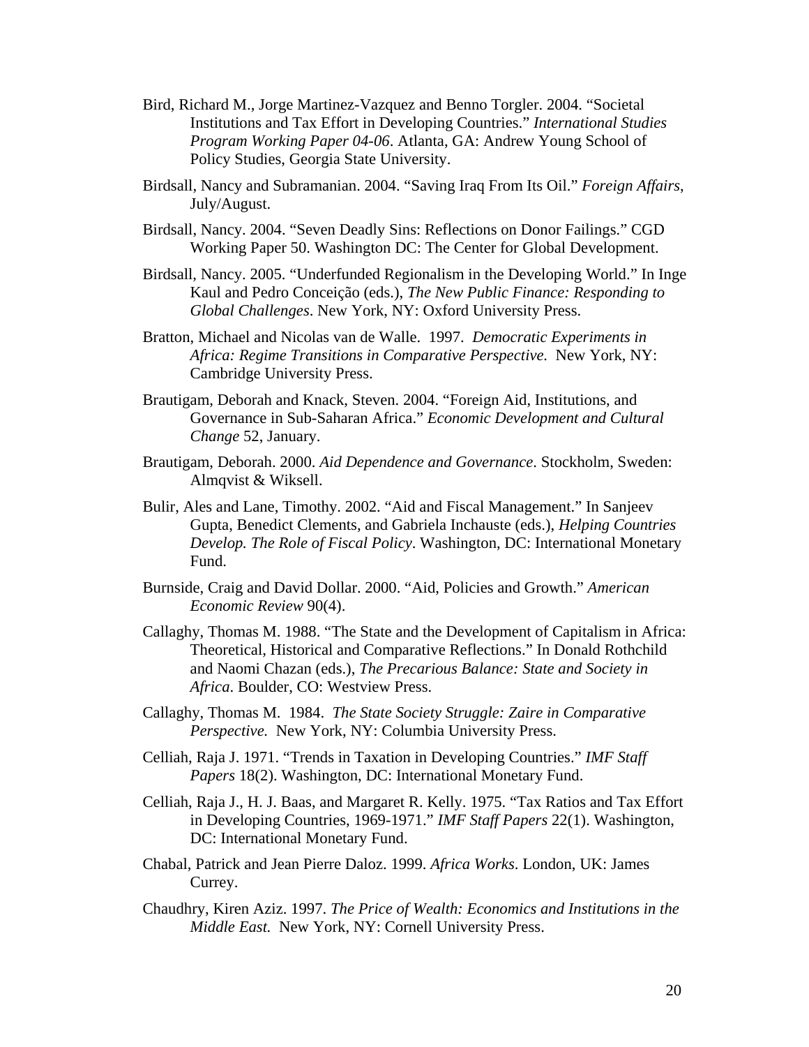Bird, Richard M., Jorge Martinez-Vazquez and Benno Torgler. 2004. "Societal Institutions and Tax Effort in Developing Countries." *International Studies Program Working Paper 04-06*. Atlanta, GA: Andrew Young School of Policy Studies, Georgia State University.

Birdsall, Nancy and Subramanian. 2004. "Saving Iraq From Its Oil." *Foreign Affairs*, July/August.

Birdsall, Nancy. 2004. "Seven Deadly Sins: Reflections on Donor Failings." CGD Working Paper 50. Washington DC: The Center for Global Development.

Birdsall, Nancy. 2005. "Underfunded Regionalism in the Developing World." In Inge Kaul and Pedro Conceição (eds.), *The New Public Finance: Responding to Global Challenges*. New York, NY: Oxford University Press.

Bratton, Michael and Nicolas van de Walle. 1997. *Democratic Experiments in Africa: Regime Transitions in Comparative Perspective.* New York, NY: Cambridge University Press.

Brautigam, Deborah and Knack, Steven. 2004. "Foreign Aid, Institutions, and Governance in Sub-Saharan Africa." *Economic Development and Cultural Change* 52, January.

Brautigam, Deborah. 2000. *Aid Dependence and Governance*. Stockholm, Sweden: Almqvist & Wiksell.

Bulir, Ales and Lane, Timothy. 2002. "Aid and Fiscal Management." In Sanjeev Gupta, Benedict Clements, and Gabriela Inchauste (eds.), *Helping Countries Develop. The Role of Fiscal Policy*. Washington, DC: International Monetary Fund.

Burnside, Craig and David Dollar. 2000. "Aid, Policies and Growth." *American Economic Review* 90(4).

Callaghy, Thomas M. 1988. "The State and the Development of Capitalism in Africa: Theoretical, Historical and Comparative Reflections." In Donald Rothchild and Naomi Chazan (eds.), *The Precarious Balance: State and Society in Africa*. Boulder, CO: Westview Press.

Callaghy, Thomas M. 1984. *The State Society Struggle: Zaire in Comparative Perspective.* New York, NY: Columbia University Press.

Celliah, Raja J. 1971. "Trends in Taxation in Developing Countries." *IMF Staff Papers* 18(2). Washington, DC: International Monetary Fund.

Celliah, Raja J., H. J. Baas, and Margaret R. Kelly. 1975. "Tax Ratios and Tax Effort in Developing Countries, 1969-1971." *IMF Staff Papers* 22(1). Washington, DC: International Monetary Fund.

Chabal, Patrick and Jean Pierre Daloz. 1999. *Africa Works*. London, UK: James Currey.

Chaudhry, Kiren Aziz. 1997. *The Price of Wealth: Economics and Institutions in the Middle East.* New York, NY: Cornell University Press.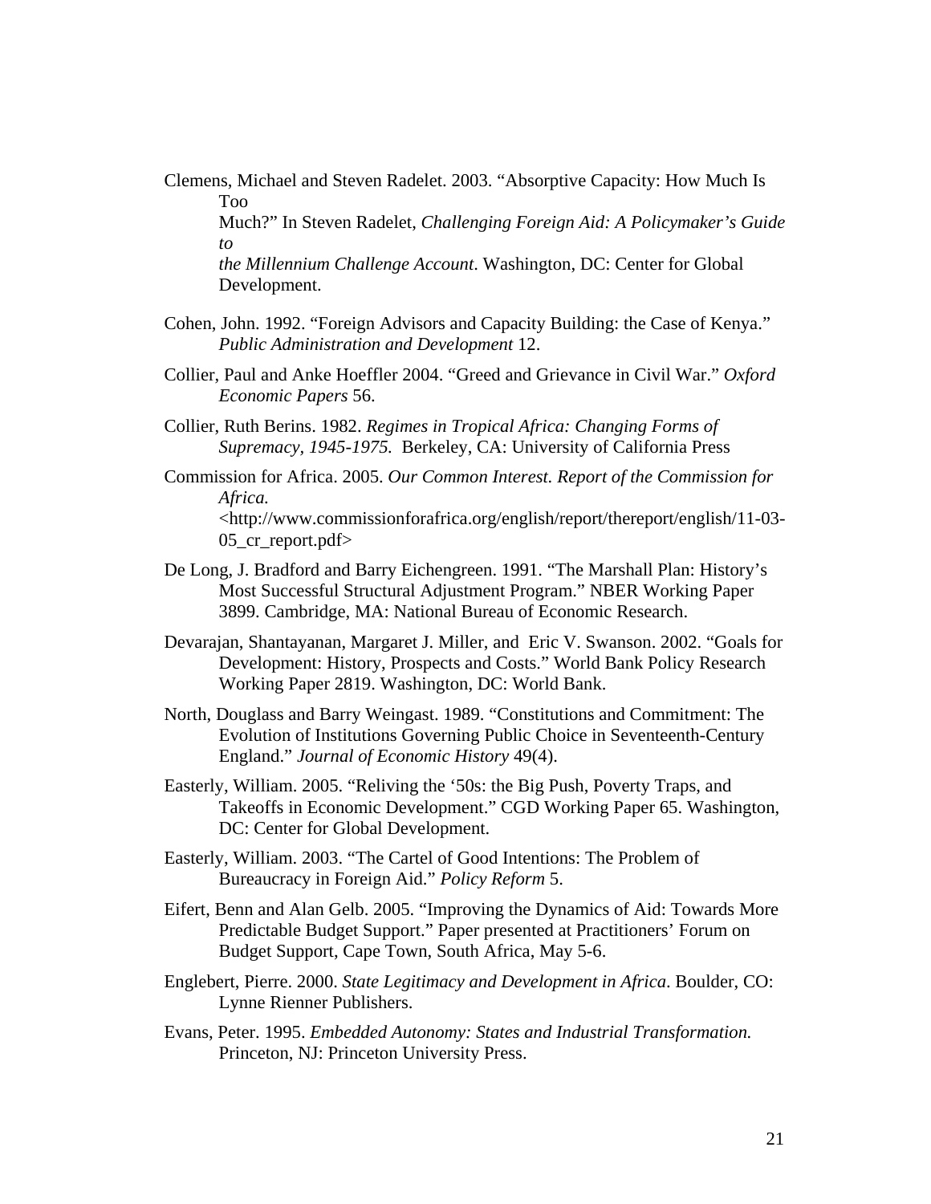Clemens, Michael and Steven Radelet. 2003. “Absorptive Capacity: How Much Is Too Much?” In Steven Radelet, *Challenging Foreign Aid: A Policymaker’s Guide to the Millennium Challenge Account*. Washington, DC: Center for Global Development.

Cohen, John. 1992. “Foreign Advisors and Capacity Building: the Case of Kenya.” *Public Administration and Development* 12.

Collier, Paul and Anke Hoeffler 2004. “Greed and Grievance in Civil War.” *Oxford Economic Papers* 56.

Collier, Ruth Berins. 1982. *Regimes in Tropical Africa: Changing Forms of Supremacy, 1945-1975.* Berkeley, CA: University of California Press

Commission for Africa. 2005. *Our Common Interest. Report of the Commission for Africa.* <http://www.commissionforafrica.org/english/report/thereport/english/11-03-05_cr_report.pdf>

De Long, J. Bradford and Barry Eichengreen. 1991. “The Marshall Plan: History’s Most Successful Structural Adjustment Program.” NBER Working Paper 3899. Cambridge, MA: National Bureau of Economic Research.

Devarajan, Shantayanan, Margaret J. Miller, and Eric V. Swanson. 2002. “Goals for Development: History, Prospects and Costs.” World Bank Policy Research Working Paper 2819. Washington, DC: World Bank.

North, Douglass and Barry Weingast. 1989. “Constitutions and Commitment: The Evolution of Institutions Governing Public Choice in Seventeenth-Century England.” *Journal of Economic History* 49(4).

Easterly, William. 2005. “Reliving the ‘50s: the Big Push, Poverty Traps, and Takeoffs in Economic Development.” CGD Working Paper 65. Washington, DC: Center for Global Development.

Easterly, William. 2003. “The Cartel of Good Intentions: The Problem of Bureaucracy in Foreign Aid.” *Policy Reform* 5.

Eifert, Benn and Alan Gelb. 2005. “Improving the Dynamics of Aid: Towards More Predictable Budget Support.” Paper presented at Practitioners’ Forum on Budget Support, Cape Town, South Africa, May 5-6.

Englebert, Pierre. 2000. *State Legitimacy and Development in Africa*. Boulder, CO: Lynne Rienner Publishers.

Evans, Peter. 1995. *Embedded Autonomy: States and Industrial Transformation.* Princeton, NJ: Princeton University Press.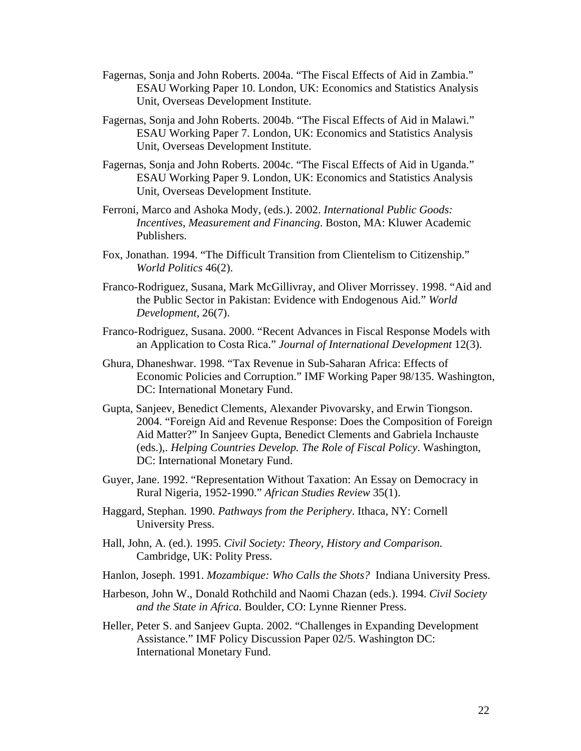Fagernas, Sonja and John Roberts. 2004a. "The Fiscal Effects of Aid in Zambia." ESAU Working Paper 10. London, UK: Economics and Statistics Analysis Unit, Overseas Development Institute.

Fagernas, Sonja and John Roberts. 2004b. "The Fiscal Effects of Aid in Malawi." ESAU Working Paper 7. London, UK: Economics and Statistics Analysis Unit, Overseas Development Institute.

Fagernas, Sonja and John Roberts. 2004c. "The Fiscal Effects of Aid in Uganda." ESAU Working Paper 9. London, UK: Economics and Statistics Analysis Unit, Overseas Development Institute.

Ferroni, Marco and Ashoka Mody, (eds.). 2002. *International Public Goods: Incentives, Measurement and Financing*. Boston, MA: Kluwer Academic Publishers.

Fox, Jonathan. 1994. "The Difficult Transition from Clientelism to Citizenship." *World Politics* 46(2).

Franco-Rodriguez, Susana, Mark McGillivray, and Oliver Morrissey. 1998. "Aid and the Public Sector in Pakistan: Evidence with Endogenous Aid." *World Development*, 26(7).

Franco-Rodriguez, Susana. 2000. "Recent Advances in Fiscal Response Models with an Application to Costa Rica." *Journal of International Development* 12(3).

Ghura, Dhaneshwar. 1998. "Tax Revenue in Sub-Saharan Africa: Effects of Economic Policies and Corruption." IMF Working Paper 98/135. Washington, DC: International Monetary Fund.

Gupta, Sanjeev, Benedict Clements, Alexander Pivovarsky, and Erwin Tiongson. 2004. "Foreign Aid and Revenue Response: Does the Composition of Foreign Aid Matter?" In Sanjeev Gupta, Benedict Clements and Gabriela Inchauste (eds.),. *Helping Countries Develop. The Role of Fiscal Policy*. Washington, DC: International Monetary Fund.

Guyer, Jane. 1992. "Representation Without Taxation: An Essay on Democracy in Rural Nigeria, 1952-1990." *African Studies Review* 35(1).

Haggard, Stephan. 1990. *Pathways from the Periphery*. Ithaca, NY: Cornell University Press.

Hall, John, A. (ed.). 1995. *Civil Society: Theory, History and Comparison.* Cambridge, UK: Polity Press.

Hanlon, Joseph. 1991. *Mozambique: Who Calls the Shots?* Indiana University Press.

Harbeson, John W., Donald Rothchild and Naomi Chazan (eds.). 1994. *Civil Society and the State in Africa.* Boulder, CO: Lynne Rienner Press.

Heller, Peter S. and Sanjeev Gupta. 2002. "Challenges in Expanding Development Assistance." IMF Policy Discussion Paper 02/5. Washington DC: International Monetary Fund.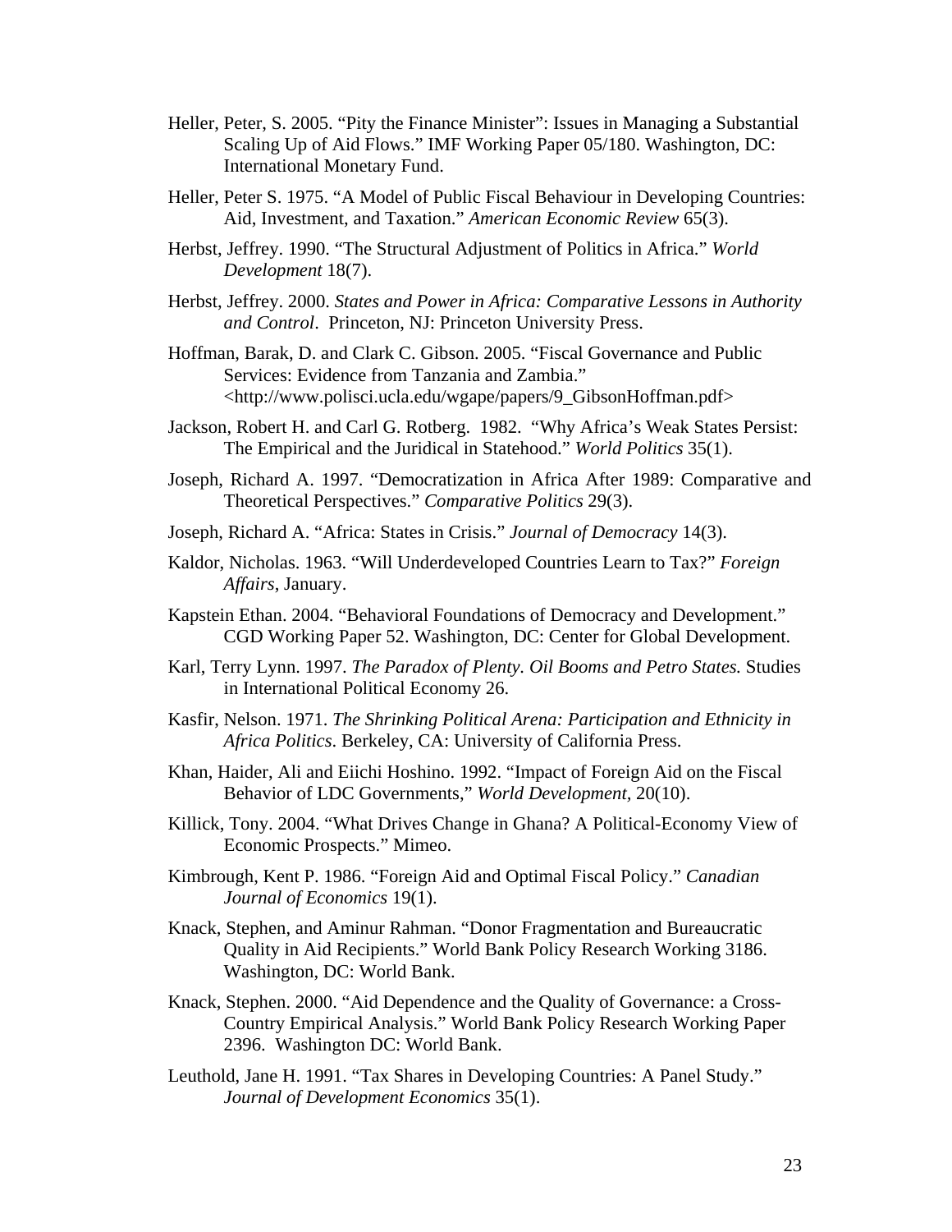Heller, Peter, S. 2005. "Pity the Finance Minister": Issues in Managing a Substantial Scaling Up of Aid Flows." IMF Working Paper 05/180. Washington, DC: International Monetary Fund.

Heller, Peter S. 1975. "A Model of Public Fiscal Behaviour in Developing Countries: Aid, Investment, and Taxation." *American Economic Review* 65(3).

Herbst, Jeffrey. 1990. "The Structural Adjustment of Politics in Africa." *World Development* 18(7).

Herbst, Jeffrey. 2000. *States and Power in Africa: Comparative Lessons in Authority and Control*. Princeton, NJ: Princeton University Press.

Hoffman, Barak, D. and Clark C. Gibson. 2005. "Fiscal Governance and Public Services: Evidence from Tanzania and Zambia." <http://www.polisci.ucla.edu/wgape/papers/9_GibsonHoffman.pdf>

Jackson, Robert H. and Carl G. Rotberg. 1982. "Why Africa's Weak States Persist: The Empirical and the Juridical in Statehood." *World Politics* 35(1).

Joseph, Richard A. 1997. "Democratization in Africa After 1989: Comparative and Theoretical Perspectives." *Comparative Politics* 29(3).

Joseph, Richard A. "Africa: States in Crisis." *Journal of Democracy* 14(3).

Kaldor, Nicholas. 1963. "Will Underdeveloped Countries Learn to Tax?" *Foreign Affairs*, January.

Kapstein Ethan. 2004. "Behavioral Foundations of Democracy and Development." CGD Working Paper 52. Washington, DC: Center for Global Development.

Karl, Terry Lynn. 1997. *The Paradox of Plenty. Oil Booms and Petro States.* Studies in International Political Economy 26.

Kasfir, Nelson. 1971. *The Shrinking Political Arena: Participation and Ethnicity in Africa Politics*. Berkeley, CA: University of California Press.

Khan, Haider, Ali and Eiichi Hoshino. 1992. "Impact of Foreign Aid on the Fiscal Behavior of LDC Governments," *World Development*, 20(10).

Killick, Tony. 2004. "What Drives Change in Ghana? A Political-Economy View of Economic Prospects." Mimeo.

Kimbrough, Kent P. 1986. "Foreign Aid and Optimal Fiscal Policy." *Canadian Journal of Economics* 19(1).

Knack, Stephen, and Aminur Rahman. "Donor Fragmentation and Bureaucratic Quality in Aid Recipients." World Bank Policy Research Working 3186. Washington, DC: World Bank.

Knack, Stephen. 2000. "Aid Dependence and the Quality of Governance: a Cross-Country Empirical Analysis." World Bank Policy Research Working Paper 2396. Washington DC: World Bank.

Leuthold, Jane H. 1991. "Tax Shares in Developing Countries: A Panel Study." *Journal of Development Economics* 35(1).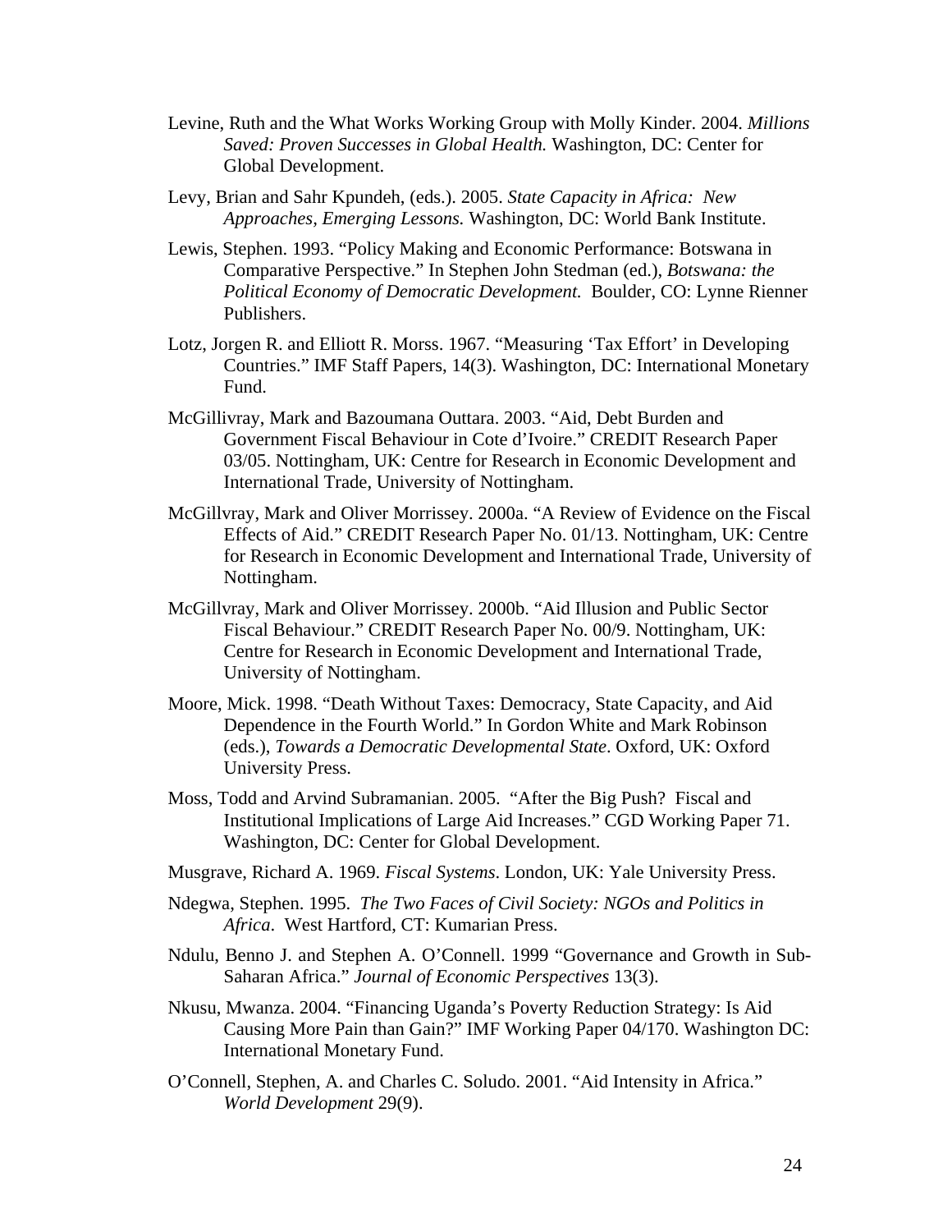Levine, Ruth and the What Works Working Group with Molly Kinder. 2004. *Millions Saved: Proven Successes in Global Health.* Washington, DC: Center for Global Development.

Levy, Brian and Sahr Kpundeh, (eds.). 2005. *State Capacity in Africa: New Approaches, Emerging Lessons.* Washington, DC: World Bank Institute.

Lewis, Stephen. 1993. "Policy Making and Economic Performance: Botswana in Comparative Perspective." In Stephen John Stedman (ed.), *Botswana: the Political Economy of Democratic Development.* Boulder, CO: Lynne Rienner Publishers.

Lotz, Jorgen R. and Elliott R. Morss. 1967. "Measuring 'Tax Effort' in Developing Countries." IMF Staff Papers, 14(3). Washington, DC: International Monetary Fund.

McGillivray, Mark and Bazoumana Outtara. 2003. "Aid, Debt Burden and Government Fiscal Behaviour in Cote d'Ivoire." CREDIT Research Paper 03/05. Nottingham, UK: Centre for Research in Economic Development and International Trade, University of Nottingham.

McGillvray, Mark and Oliver Morrissey. 2000a. "A Review of Evidence on the Fiscal Effects of Aid." CREDIT Research Paper No. 01/13. Nottingham, UK: Centre for Research in Economic Development and International Trade, University of Nottingham.

McGillvray, Mark and Oliver Morrissey. 2000b. "Aid Illusion and Public Sector Fiscal Behaviour." CREDIT Research Paper No. 00/9. Nottingham, UK: Centre for Research in Economic Development and International Trade, University of Nottingham.

Moore, Mick. 1998. "Death Without Taxes: Democracy, State Capacity, and Aid Dependence in the Fourth World." In Gordon White and Mark Robinson (eds.), *Towards a Democratic Developmental State*. Oxford, UK: Oxford University Press.

Moss, Todd and Arvind Subramanian. 2005. "After the Big Push? Fiscal and Institutional Implications of Large Aid Increases." CGD Working Paper 71. Washington, DC: Center for Global Development.

Musgrave, Richard A. 1969. *Fiscal Systems*. London, UK: Yale University Press.

Ndegwa, Stephen. 1995. *The Two Faces of Civil Society: NGOs and Politics in Africa*. West Hartford, CT: Kumarian Press.

Ndulu, Benno J. and Stephen A. O'Connell. 1999 "Governance and Growth in Sub-Saharan Africa." *Journal of Economic Perspectives* 13(3).

Nkusu, Mwanza. 2004. "Financing Uganda's Poverty Reduction Strategy: Is Aid Causing More Pain than Gain?" IMF Working Paper 04/170. Washington DC: International Monetary Fund.

O'Connell, Stephen, A. and Charles C. Soludo. 2001. "Aid Intensity in Africa." *World Development* 29(9).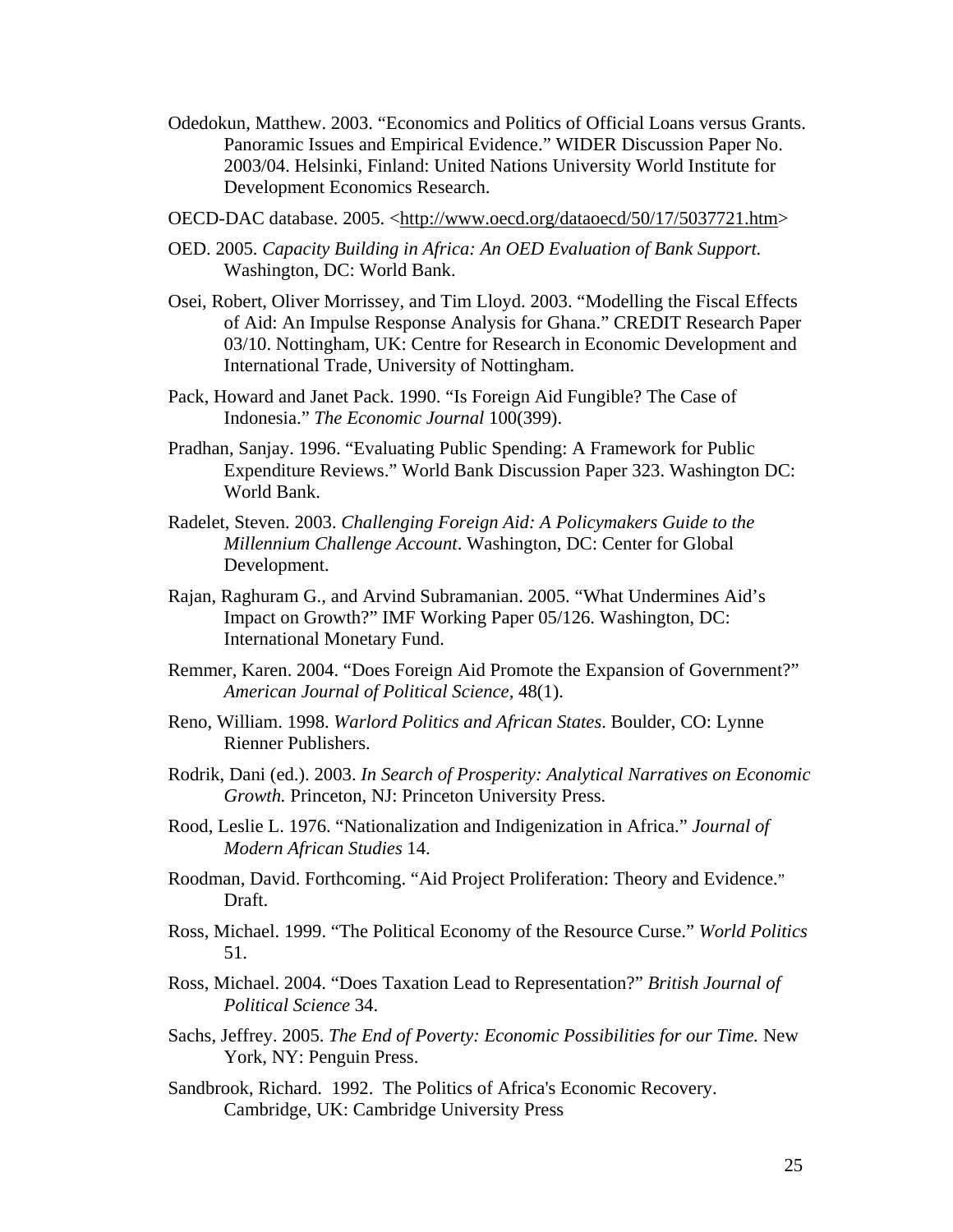Odedokun, Matthew. 2003. “Economics and Politics of Official Loans versus Grants. Panoramic Issues and Empirical Evidence.” WIDER Discussion Paper No. 2003/04. Helsinki, Finland: United Nations University World Institute for Development Economics Research.

OECD-DAC database. 2005. <http://www.oecd.org/dataoecd/50/17/5037721.htm>

OED. 2005. *Capacity Building in Africa: An OED Evaluation of Bank Support.* Washington, DC: World Bank.

Osei, Robert, Oliver Morrissey, and Tim Lloyd. 2003. “Modelling the Fiscal Effects of Aid: An Impulse Response Analysis for Ghana.” CREDIT Research Paper 03/10. Nottingham, UK: Centre for Research in Economic Development and International Trade, University of Nottingham.

Pack, Howard and Janet Pack. 1990. “Is Foreign Aid Fungible? The Case of Indonesia.” *The Economic Journal* 100(399).

Pradhan, Sanjay. 1996. “Evaluating Public Spending: A Framework for Public Expenditure Reviews.” World Bank Discussion Paper 323. Washington DC: World Bank.

Radelet, Steven. 2003. *Challenging Foreign Aid: A Policymakers Guide to the Millennium Challenge Account*. Washington, DC: Center for Global Development.

Rajan, Raghuram G., and Arvind Subramanian. 2005. “What Undermines Aid’s Impact on Growth?” IMF Working Paper 05/126. Washington, DC: International Monetary Fund.

Remmer, Karen. 2004. “Does Foreign Aid Promote the Expansion of Government?” *American Journal of Political Science,* 48(1).

Reno, William. 1998. *Warlord Politics and African States*. Boulder, CO: Lynne Rienner Publishers.

Rodrik, Dani (ed.). 2003. *In Search of Prosperity: Analytical Narratives on Economic Growth.* Princeton, NJ: Princeton University Press.

Rood, Leslie L. 1976. “Nationalization and Indigenization in Africa.” *Journal of Modern African Studies* 14.

Roodman, David. Forthcoming. “Aid Project Proliferation: Theory and Evidence.” Draft.

Ross, Michael. 1999. “The Political Economy of the Resource Curse.” *World Politics* 51.

Ross, Michael. 2004. “Does Taxation Lead to Representation?” *British Journal of Political Science* 34.

Sachs, Jeffrey. 2005. *The End of Poverty: Economic Possibilities for our Time.* New York, NY: Penguin Press.

Sandbrook, Richard. 1992. The Politics of Africa's Economic Recovery. Cambridge, UK: Cambridge University Press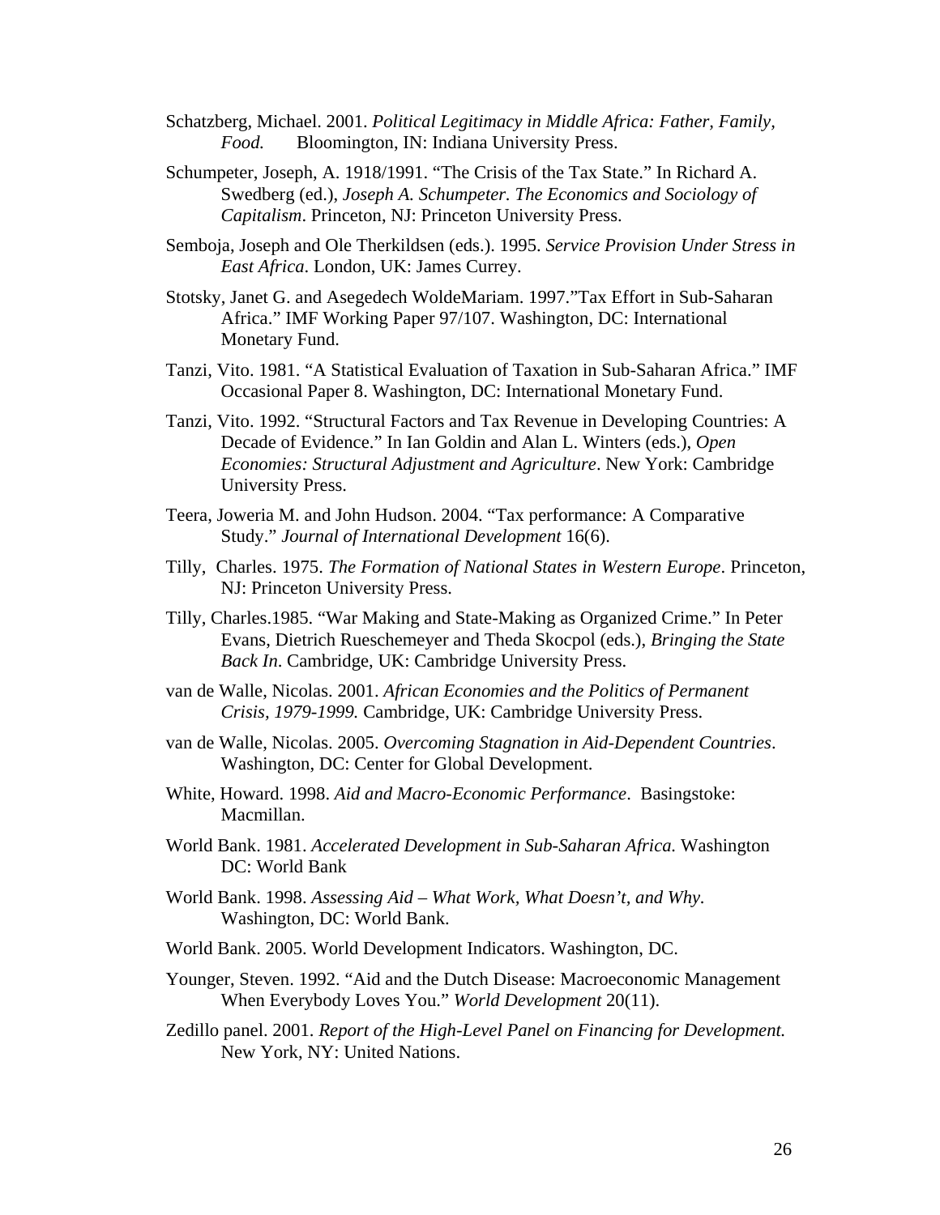Schatzberg, Michael. 2001. *Political Legitimacy in Middle Africa: Father, Family, Food.* Bloomington, IN: Indiana University Press.

Schumpeter, Joseph, A. 1918/1991. "The Crisis of the Tax State." In Richard A. Swedberg (ed.), *Joseph A. Schumpeter. The Economics and Sociology of Capitalism*. Princeton, NJ: Princeton University Press.

Semboja, Joseph and Ole Therkildsen (eds.). 1995. *Service Provision Under Stress in East Africa*. London, UK: James Currey.

Stotsky, Janet G. and Asegedech WoldeMariam. 1997."Tax Effort in Sub-Saharan Africa." IMF Working Paper 97/107. Washington, DC: International Monetary Fund.

Tanzi, Vito. 1981. "A Statistical Evaluation of Taxation in Sub-Saharan Africa." IMF Occasional Paper 8. Washington, DC: International Monetary Fund.

Tanzi, Vito. 1992. "Structural Factors and Tax Revenue in Developing Countries: A Decade of Evidence." In Ian Goldin and Alan L. Winters (eds.), *Open Economies: Structural Adjustment and Agriculture*. New York: Cambridge University Press.

Teera, Joweria M. and John Hudson. 2004. "Tax performance: A Comparative Study." *Journal of International Development* 16(6).

Tilly, Charles. 1975. *The Formation of National States in Western Europe*. Princeton, NJ: Princeton University Press.

Tilly, Charles.1985. "War Making and State-Making as Organized Crime." In Peter Evans, Dietrich Rueschemeyer and Theda Skocpol (eds.), *Bringing the State Back In*. Cambridge, UK: Cambridge University Press.

van de Walle, Nicolas. 2001. *African Economies and the Politics of Permanent Crisis, 1979-1999.* Cambridge, UK: Cambridge University Press.

van de Walle, Nicolas. 2005. *Overcoming Stagnation in Aid-Dependent Countries*. Washington, DC: Center for Global Development.

White, Howard. 1998. *Aid and Macro-Economic Performance*. Basingstoke: Macmillan.

World Bank. 1981. *Accelerated Development in Sub-Saharan Africa.* Washington DC: World Bank

World Bank. 1998. *Assessing Aid – What Work, What Doesn't, and Why*. Washington, DC: World Bank.

World Bank. 2005. World Development Indicators. Washington, DC.

Younger, Steven. 1992. "Aid and the Dutch Disease: Macroeconomic Management When Everybody Loves You." *World Development* 20(11).

Zedillo panel. 2001. *Report of the High-Level Panel on Financing for Development.* New York, NY: United Nations.